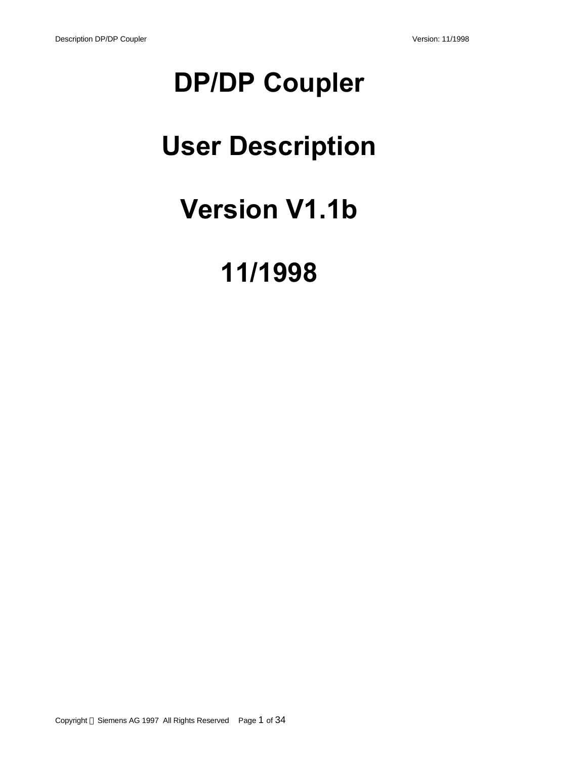# DP/DP Coupler

# User Description

# Version V1.1b

# 11/1998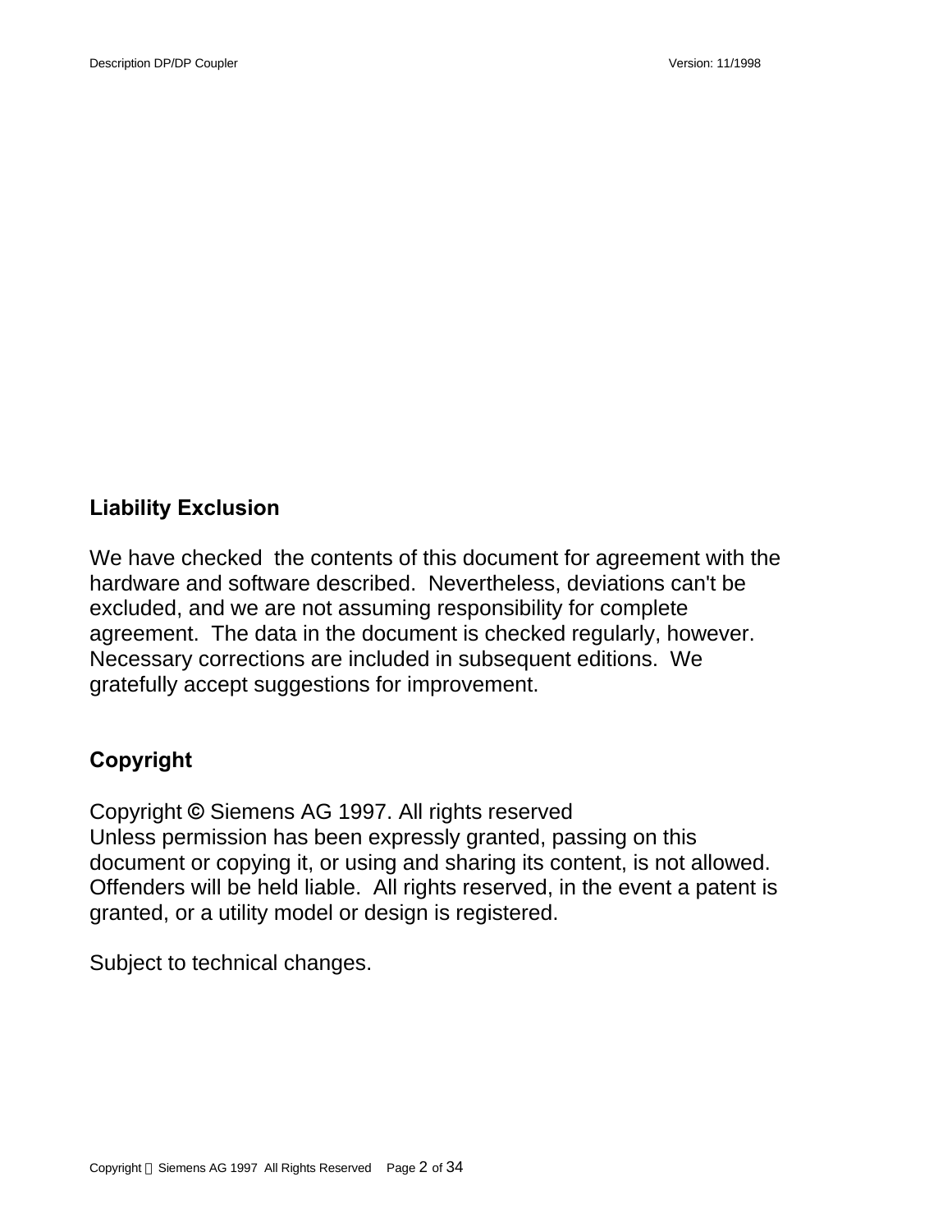## Liability Exclusion

We have checked the contents of this document for agreement with the hardware and software described. Nevertheless, deviations can't be excluded, and we are not assuming responsibility for complete agreement. The data in the document is checked regularly, however. Necessary corrections are included in subsequent editions. We gratefully accept suggestions for improvement.

## Copyright

Copyright © Siemens AG 1997. All rights reserved
Unless permission has been expressly granted, passing on this document or copying it, or using and sharing its content, is not allowed. Offenders will be held liable. All rights reserved, in the event a patent is granted, or a utility model or design is registered.

Subject to technical changes.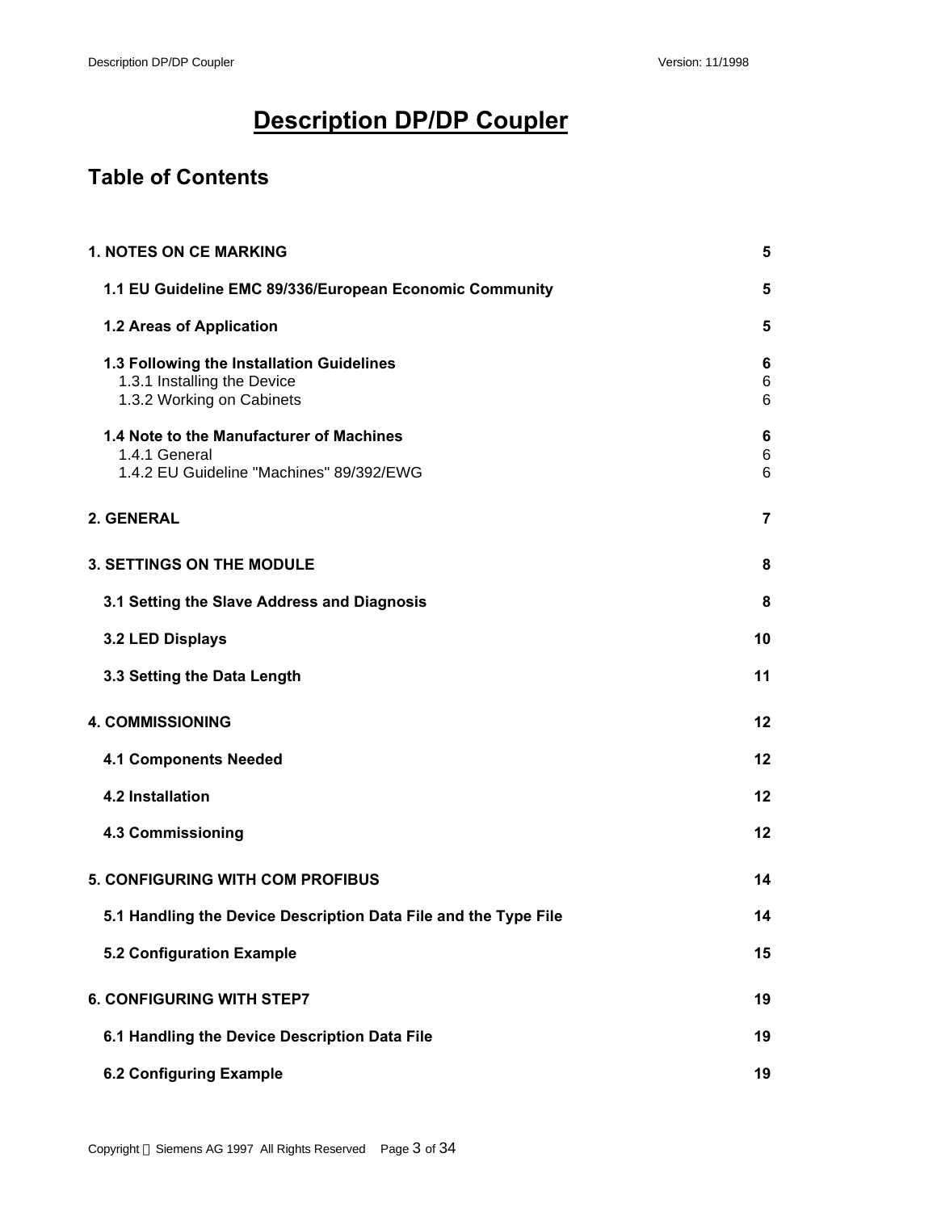# Description DP/DP Coupler

## Table of Contents

| | |
|---|---|
| **1. NOTES ON CE MARKING** | **5** |
| **1.1 EU Guideline EMC 89/336/European Economic Community** | **5** |
| **1.2 Areas of Application** | **5** |
| **1.3 Following the Installation Guidelines** | **6** |
| 1.3.1 Installing the Device | 6 |
| 1.3.2 Working on Cabinets | 6 |
| **1.4 Note to the Manufacturer of Machines** | **6** |
| 1.4.1 General | 6 |
| 1.4.2 EU Guideline "Machines" 89/392/EWG | 6 |
| **2. GENERAL** | **7** |
| **3. SETTINGS ON THE MODULE** | **8** |
| **3.1 Setting the Slave Address and Diagnosis** | **8** |
| **3.2 LED Displays** | **10** |
| **3.3 Setting the Data Length** | **11** |
| **4. COMMISSIONING** | **12** |
| **4.1 Components Needed** | **12** |
| **4.2 Installation** | **12** |
| **4.3 Commissioning** | **12** |
| **5. CONFIGURING WITH COM PROFIBUS** | **14** |
| **5.1 Handling the Device Description Data File and the Type File** | **14** |
| **5.2 Configuration Example** | **15** |
| **6. CONFIGURING WITH STEP7** | **19** |
| **6.1 Handling the Device Description Data File** | **19** |
| **6.2 Configuring Example** | **19** |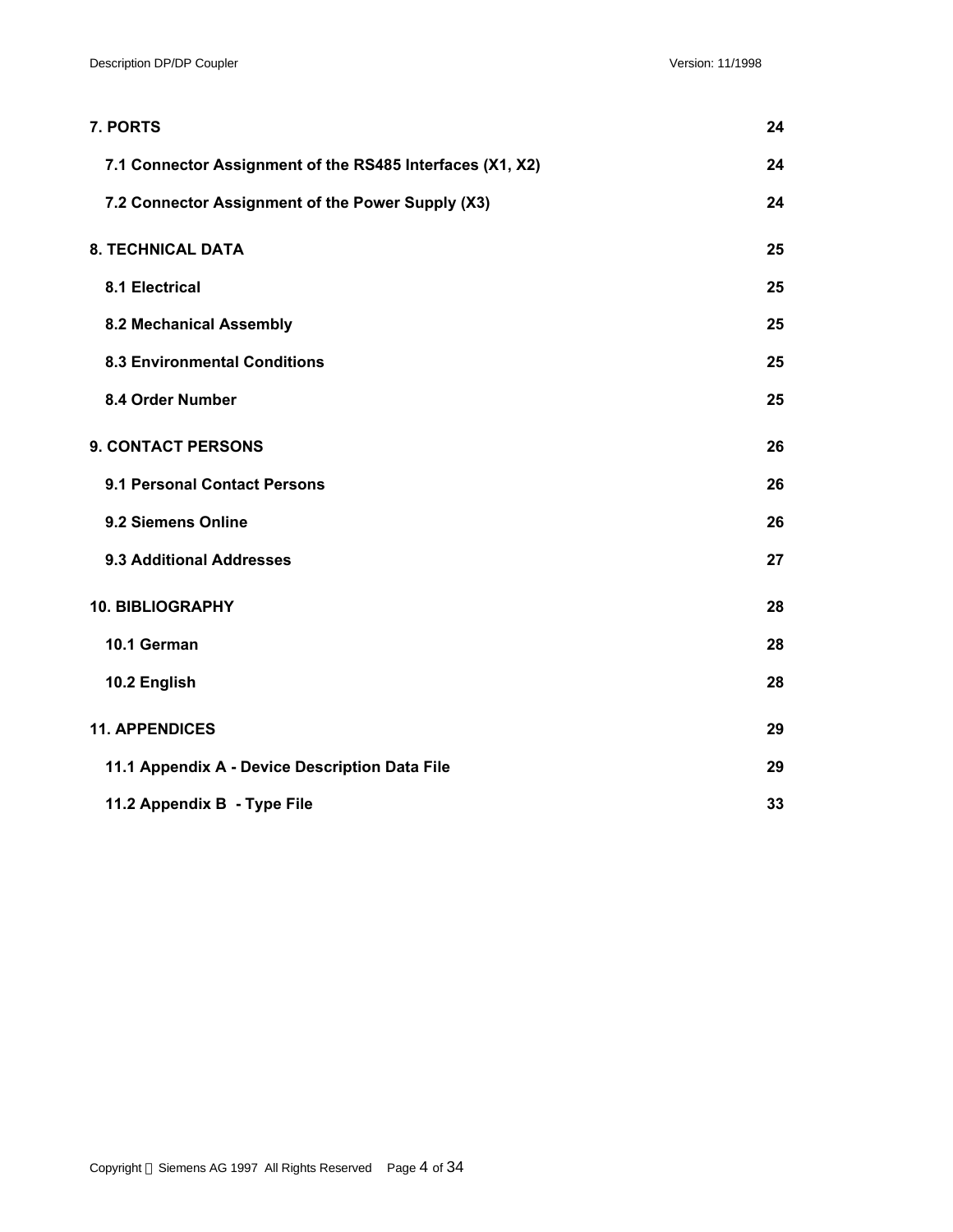**7. PORTS** 24

**7.1 Connector Assignment of the RS485 Interfaces (X1, X2)** 24

**7.2 Connector Assignment of the Power Supply (X3)** 24

**8. TECHNICAL DATA** 25

**8.1 Electrical** 25

**8.2 Mechanical Assembly** 25

**8.3 Environmental Conditions** 25

**8.4 Order Number** 25

**9. CONTACT PERSONS** 26

**9.1 Personal Contact Persons** 26

**9.2 Siemens Online** 26

**9.3 Additional Addresses** 27

**10. BIBLIOGRAPHY** 28

**10.1 German** 28

**10.2 English** 28

**11. APPENDICES** 29

**11.1 Appendix A - Device Description Data File** 29

**11.2 Appendix B - Type File** 33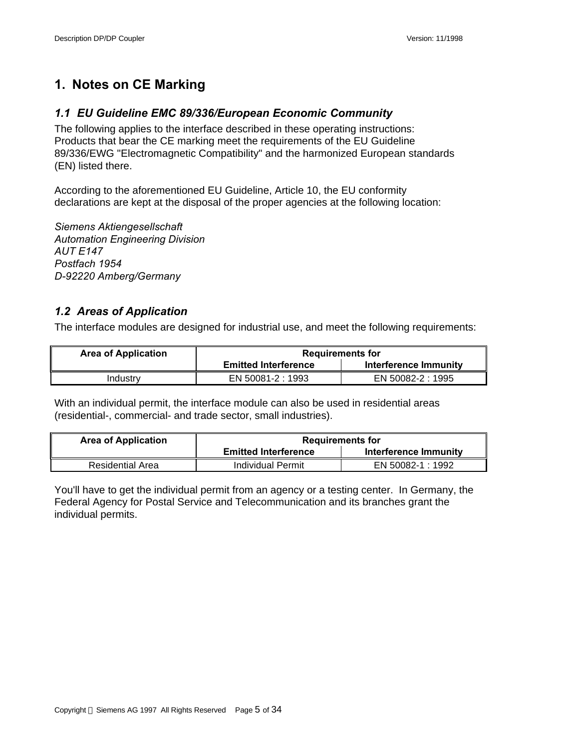# 1. Notes on CE Marking

## *1.1 EU Guideline EMC 89/336/European Economic Community*

The following applies to the interface described in these operating instructions:
Products that bear the CE marking meet the requirements of the EU Guideline 89/336/EWG "Electromagnetic Compatibility" and the harmonized European standards (EN) listed there.

According to the aforementioned EU Guideline, Article 10, the EU conformity declarations are kept at the disposal of the proper agencies at the following location:

*Siemens Aktiengesellschaft*
*Automation Engineering Division*
*AUT E147*
*Postfach 1954*
*D-92220 Amberg/Germany*

## *1.2 Areas of Application*

The interface modules are designed for industrial use, and meet the following requirements:

| Area of Application | Requirements for | |
|---|---|---|
| | Emitted Interference | Interference Immunity |
| Industry | EN 50081-2 : 1993 | EN 50082-2 : 1995 |

With an individual permit, the interface module can also be used in residential areas (residential-, commercial- and trade sector, small industries).

| Area of Application | Requirements for | |
|---|---|---|
| | Emitted Interference | Interference Immunity |
| Residential Area | Individual Permit | EN 50082-1 : 1992 |

You'll have to get the individual permit from an agency or a testing center. In Germany, the Federal Agency for Postal Service and Telecommunication and its branches grant the individual permits.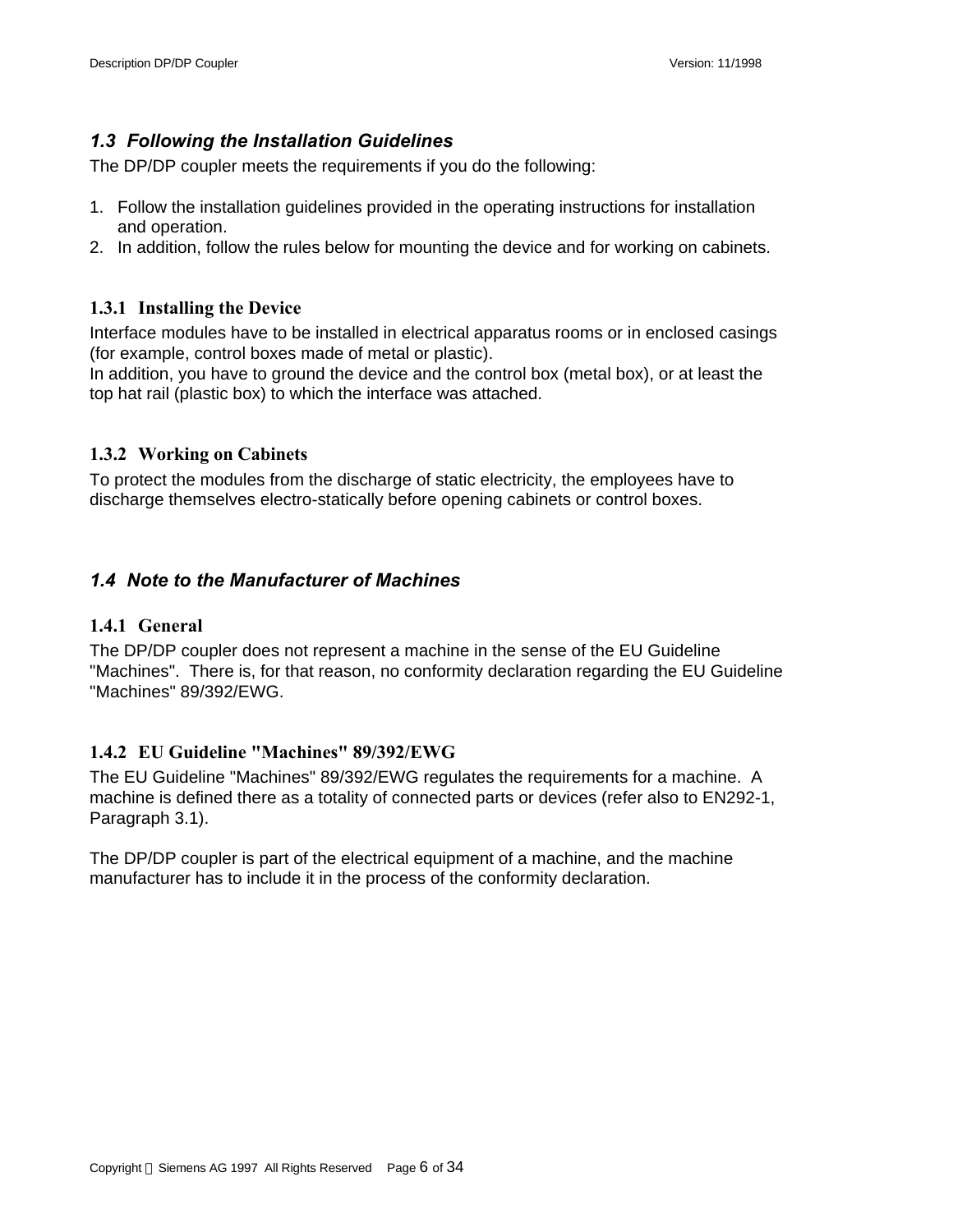## 1.3 Following the Installation Guidelines

The DP/DP coupler meets the requirements if you do the following:

1. Follow the installation guidelines provided in the operating instructions for installation and operation.
2. In addition, follow the rules below for mounting the device and for working on cabinets.

### 1.3.1 Installing the Device

Interface modules have to be installed in electrical apparatus rooms or in enclosed casings (for example, control boxes made of metal or plastic).
In addition, you have to ground the device and the control box (metal box), or at least the top hat rail (plastic box) to which the interface was attached.

### 1.3.2 Working on Cabinets

To protect the modules from the discharge of static electricity, the employees have to discharge themselves electro-statically before opening cabinets or control boxes.

## 1.4 Note to the Manufacturer of Machines

### 1.4.1 General

The DP/DP coupler does not represent a machine in the sense of the EU Guideline "Machines". There is, for that reason, no conformity declaration regarding the EU Guideline "Machines" 89/392/EWG.

### 1.4.2 EU Guideline "Machines" 89/392/EWG

The EU Guideline "Machines" 89/392/EWG regulates the requirements for a machine. A machine is defined there as a totality of connected parts or devices (refer also to EN292-1, Paragraph 3.1).

The DP/DP coupler is part of the electrical equipment of a machine, and the machine manufacturer has to include it in the process of the conformity declaration.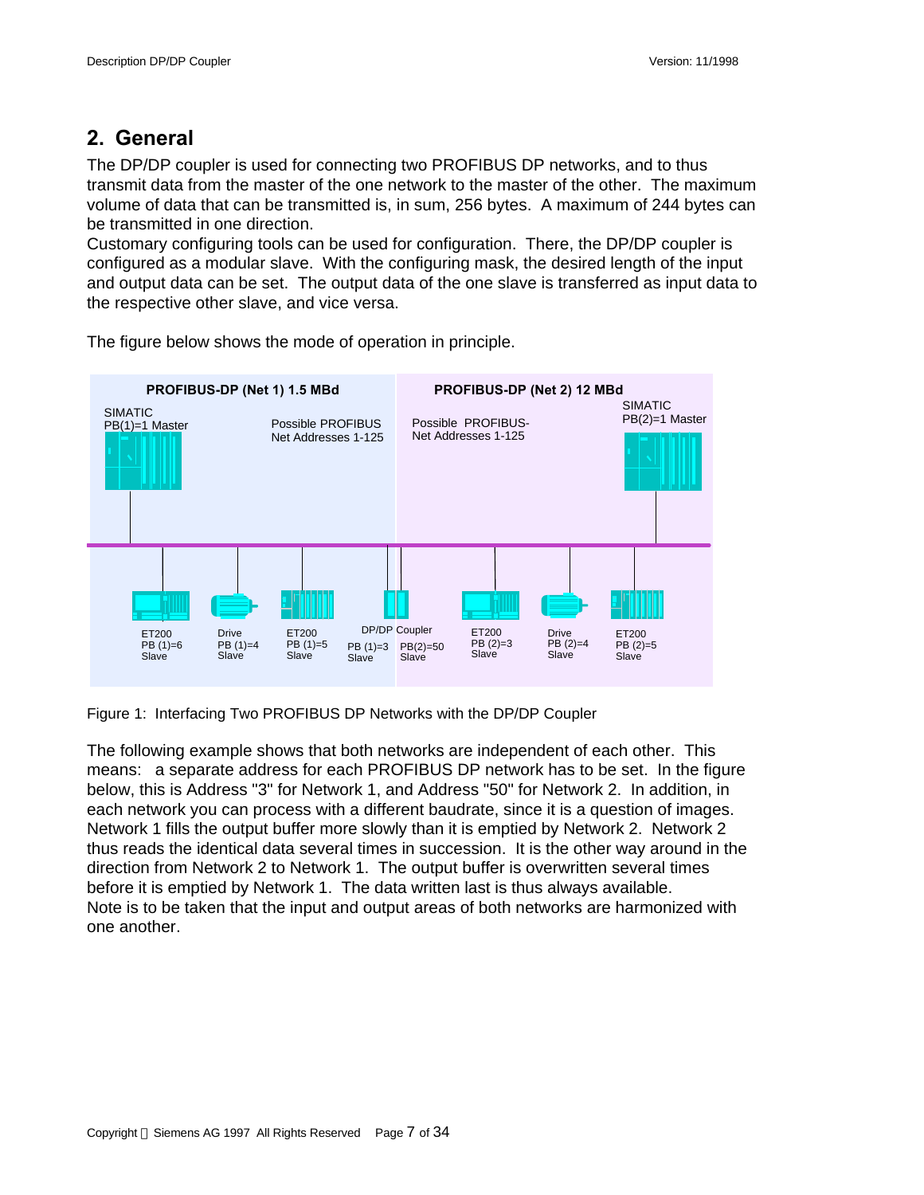## 2. General

The DP/DP coupler is used for connecting two PROFIBUS DP networks, and to thus transmit data from the master of the one network to the master of the other. The maximum volume of data that can be transmitted is, in sum, 256 bytes. A maximum of 244 bytes can be transmitted in one direction.
Customary configuring tools can be used for configuration. There, the DP/DP coupler is configured as a modular slave. With the configuring mask, the desired length of the input and output data can be set. The output data of the one slave is transferred as input data to the respective other slave, and vice versa.

The figure below shows the mode of operation in principle.

PROFIBUS-DP (Net 1) 1.5 MBd

SIMATIC PB(1)=1 Master

Possible PROFIBUS Net Addresses 1-125

PROFIBUS-DP (Net 2) 12 MBd

Possible PROFIBUS-Net Addresses 1-125

SIMATIC PB(2)=1 Master

ET200 PB (1)=6 Slave

Drive PB (1)=4 Slave

ET200 PB (1)=5 Slave

DP/DP Coupler PB (1)=3 Slave PB(2)=50 Slave

ET200 PB (2)=3 Slave

Drive PB (2)=4 Slave

ET200 PB (2)=5 Slave

Figure 1: Interfacing Two PROFIBUS DP Networks with the DP/DP Coupler

The following example shows that both networks are independent of each other. This means: a separate address for each PROFIBUS DP network has to be set. In the figure below, this is Address "3" for Network 1, and Address "50" for Network 2. In addition, in each network you can process with a different baudrate, since it is a question of images. Network 1 fills the output buffer more slowly than it is emptied by Network 2. Network 2 thus reads the identical data several times in succession. It is the other way around in the direction from Network 2 to Network 1. The output buffer is overwritten several times before it is emptied by Network 1. The data written last is thus always available.
Note is to be taken that the input and output areas of both networks are harmonized with one another.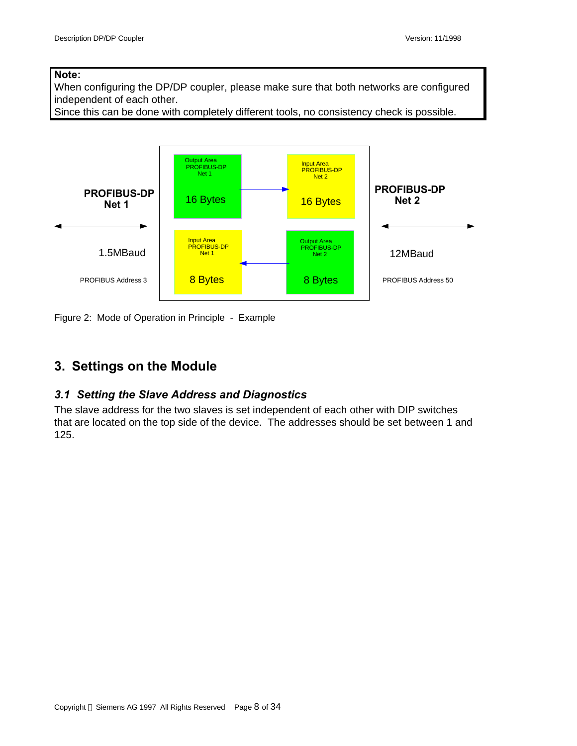**Note:**
When configuring the DP/DP coupler, please make sure that both networks are configured independent of each other.
Since this can be done with completely different tools, no consistency check is possible.

**PROFIBUS-DP Net 1**

1.5MBaud

PROFIBUS Address 3

Output Area PROFIBUS-DP Net 1 — 16 Bytes → Input Area PROFIBUS-DP Net 2 — 16 Bytes

Input Area PROFIBUS-DP Net 1 — 8 Bytes ← Output Area PROFIBUS-DP Net 2 — 8 Bytes

**PROFIBUS-DP Net 2**

12MBaud

PROFIBUS Address 50

Figure 2: Mode of Operation in Principle - Example

# 3. Settings on the Module

## *3.1 Setting the Slave Address and Diagnostics*

The slave address for the two slaves is set independent of each other with DIP switches that are located on the top side of the device. The addresses should be set between 1 and 125.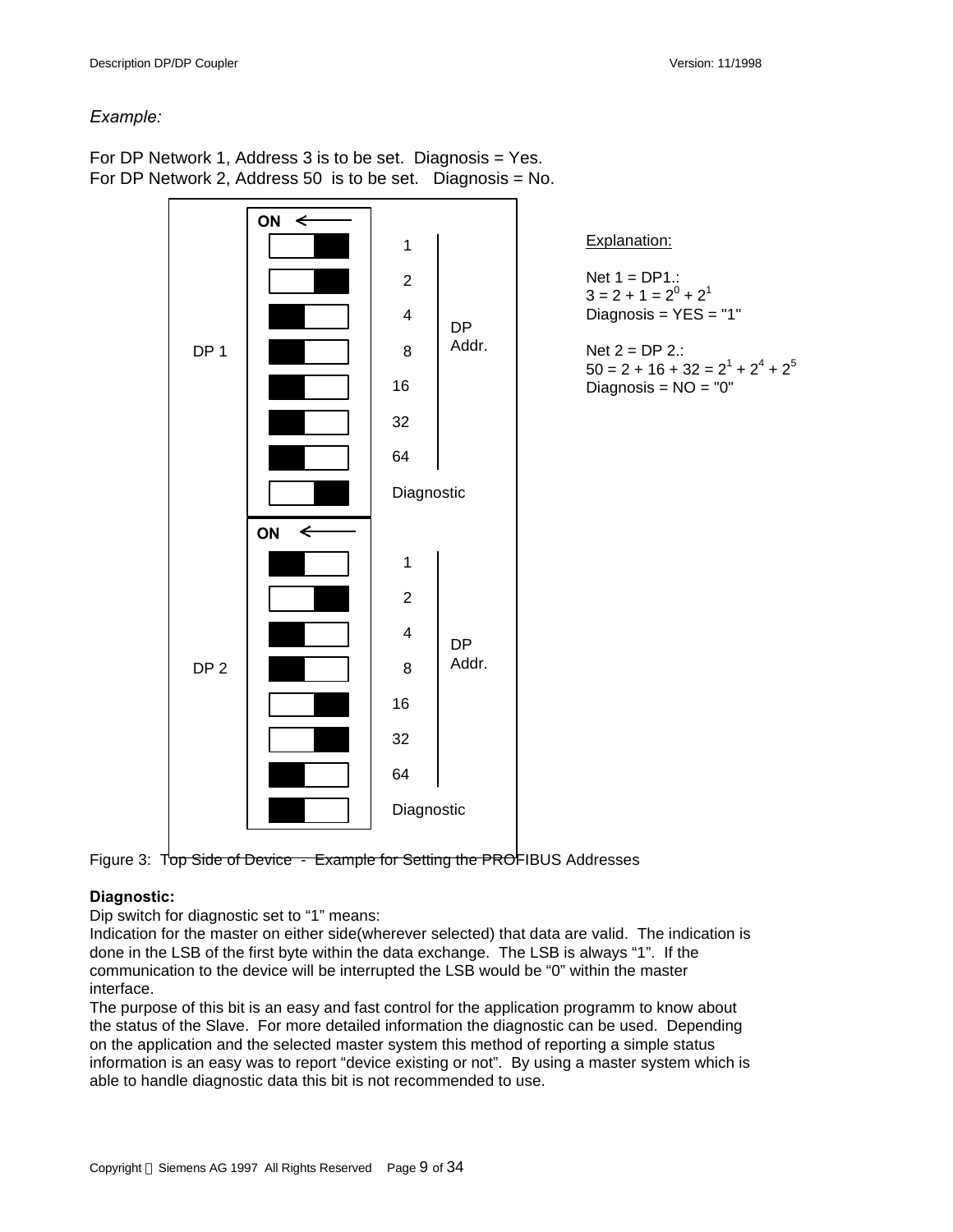*Example:*

For DP Network 1, Address 3 is to be set. Diagnosis = Yes.
For DP Network 2, Address 50 is to be set. Diagnosis = No.

| | Switch | Value | |
|---|---|---|---|
| DP 1 (ON ←) | OFF | 1 | DP Addr. |
| | OFF | 2 | |
| | ON | 4 | |
| | ON | 8 | |
| | ON | 16 | |
| | ON | 32 | |
| | ON | 64 | |
| | OFF | Diagnostic | |
| DP 2 (ON ←) | ON | 1 | DP Addr. |
| | OFF | 2 | |
| | ON | 4 | |
| | ON | 8 | |
| | OFF | 16 | |
| | OFF | 32 | |
| | ON | 64 | |
| | ON | Diagnostic | |

Explanation:

Net 1 = DP1.:
$3 = 2 + 1 = 2^0 + 2^1$
Diagnosis = YES = "1"

Net 2 = DP 2.:
$50 = 2 + 16 + 32 = 2^1 + 2^4 + 2^5$
Diagnosis = NO = "0"

Figure 3: Top Side of Device - Example for Setting the PROFIBUS Addresses

**Diagnostic:**
Dip switch for diagnostic set to "1" means:
Indication for the master on either side(wherever selected) that data are valid. The indication is done in the LSB of the first byte within the data exchange. The LSB is always "1". If the communication to the device will be interrupted the LSB would be "0" within the master interface.
The purpose of this bit is an easy and fast control for the application programm to know about the status of the Slave. For more detailed information the diagnostic can be used. Depending on the application and the selected master system this method of reporting a simple status information is an easy was to report "device existing or not". By using a master system which is able to handle diagnostic data this bit is not recommended to use.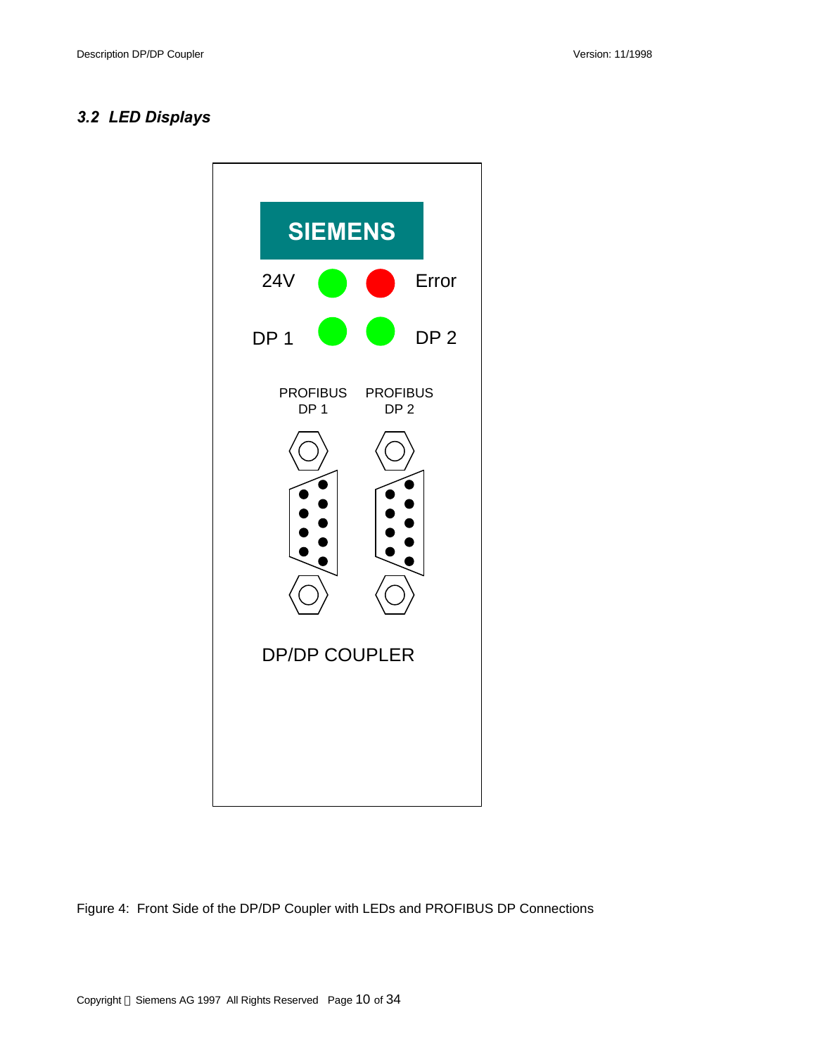### 3.2 LED Displays

SIEMENS

24V Error

DP 1 DP 2

PROFIBUS DP 1 PROFIBUS DP 2

DP/DP COUPLER

Figure 4: Front Side of the DP/DP Coupler with LEDs and PROFIBUS DP Connections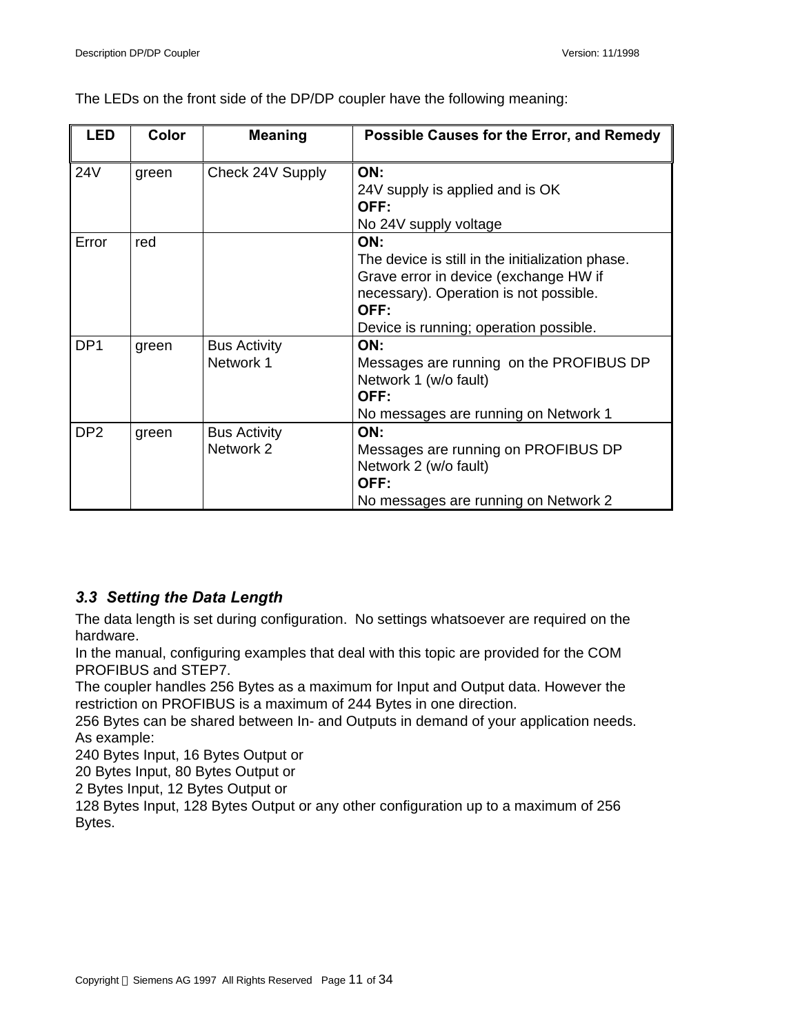The LEDs on the front side of the DP/DP coupler have the following meaning:

| LED | Color | Meaning | Possible Causes for the Error, and Remedy |
|---|---|---|---|
| 24V | green | Check 24V Supply | **ON:**<br>24V supply is applied and is OK<br>**OFF:**<br>No 24V supply voltage |
| Error | red | | **ON:**<br>The device is still in the initialization phase.<br>Grave error in device (exchange HW if necessary). Operation is not possible.<br>**OFF:**<br>Device is running; operation possible. |
| DP1 | green | Bus Activity Network 1 | **ON:**<br>Messages are running on the PROFIBUS DP Network 1 (w/o fault)<br>**OFF:**<br>No messages are running on Network 1 |
| DP2 | green | Bus Activity Network 2 | **ON:**<br>Messages are running on PROFIBUS DP Network 2 (w/o fault)<br>**OFF:**<br>No messages are running on Network 2 |

### *3.3 Setting the Data Length*

The data length is set during configuration. No settings whatsoever are required on the hardware.
In the manual, configuring examples that deal with this topic are provided for the COM PROFIBUS and STEP7.
The coupler handles 256 Bytes as a maximum for Input and Output data. However the restriction on PROFIBUS is a maximum of 244 Bytes in one direction.
256 Bytes can be shared between In- and Outputs in demand of your application needs.
As example:
240 Bytes Input, 16 Bytes Output or
20 Bytes Input, 80 Bytes Output or
2 Bytes Input, 12 Bytes Output or
128 Bytes Input, 128 Bytes Output or any other configuration up to a maximum of 256 Bytes.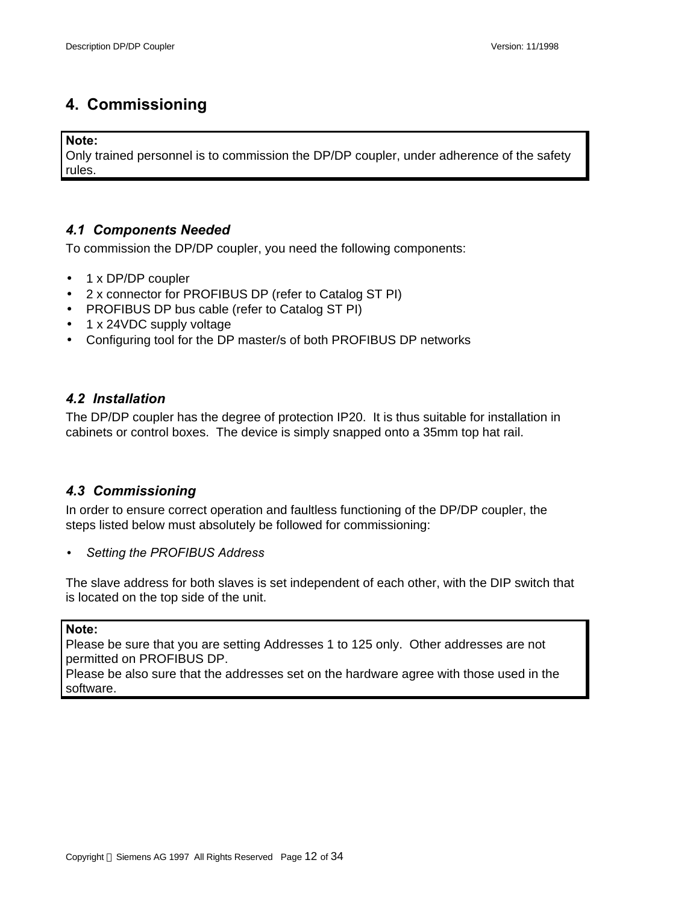# 4. Commissioning

> **Note:**
> Only trained personnel is to commission the DP/DP coupler, under adherence of the safety rules.

## *4.1 Components Needed*

To commission the DP/DP coupler, you need the following components:

- 1 x DP/DP coupler
- 2 x connector for PROFIBUS DP (refer to Catalog ST PI)
- PROFIBUS DP bus cable (refer to Catalog ST PI)
- 1 x 24VDC supply voltage
- Configuring tool for the DP master/s of both PROFIBUS DP networks

## *4.2 Installation*

The DP/DP coupler has the degree of protection IP20. It is thus suitable for installation in cabinets or control boxes. The device is simply snapped onto a 35mm top hat rail.

## *4.3 Commissioning*

In order to ensure correct operation and faultless functioning of the DP/DP coupler, the steps listed below must absolutely be followed for commissioning:

- *Setting the PROFIBUS Address*

The slave address for both slaves is set independent of each other, with the DIP switch that is located on the top side of the unit.

> **Note:**
> Please be sure that you are setting Addresses 1 to 125 only. Other addresses are not permitted on PROFIBUS DP.
> Please be also sure that the addresses set on the hardware agree with those used in the software.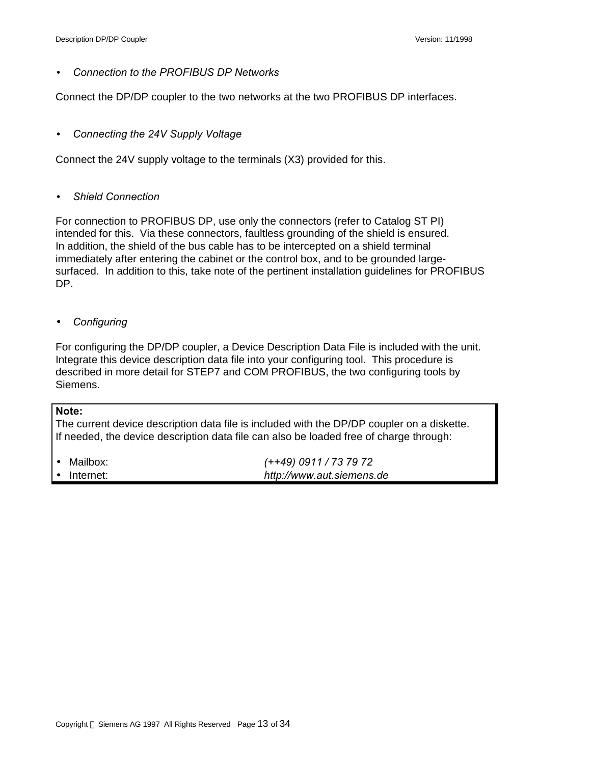- *Connection to the PROFIBUS DP Networks*

Connect the DP/DP coupler to the two networks at the two PROFIBUS DP interfaces.

- *Connecting the 24V Supply Voltage*

Connect the 24V supply voltage to the terminals (X3) provided for this.

- *Shield Connection*

For connection to PROFIBUS DP, use only the connectors (refer to Catalog ST PI) intended for this. Via these connectors, faultless grounding of the shield is ensured. In addition, the shield of the bus cable has to be intercepted on a shield terminal immediately after entering the cabinet or the control box, and to be grounded large-surfaced. In addition to this, take note of the pertinent installation guidelines for PROFIBUS DP.

- *Configuring*

For configuring the DP/DP coupler, a Device Description Data File is included with the unit. Integrate this device description data file into your configuring tool. This procedure is described in more detail for STEP7 and COM PROFIBUS, the two configuring tools by Siemens.

> **Note:**
> The current device description data file is included with the DP/DP coupler on a diskette. If needed, the device description data file can also be loaded free of charge through:
>
> - Mailbox: *(++49) 0911 / 73 79 72*
> - Internet: *http://www.aut.siemens.de*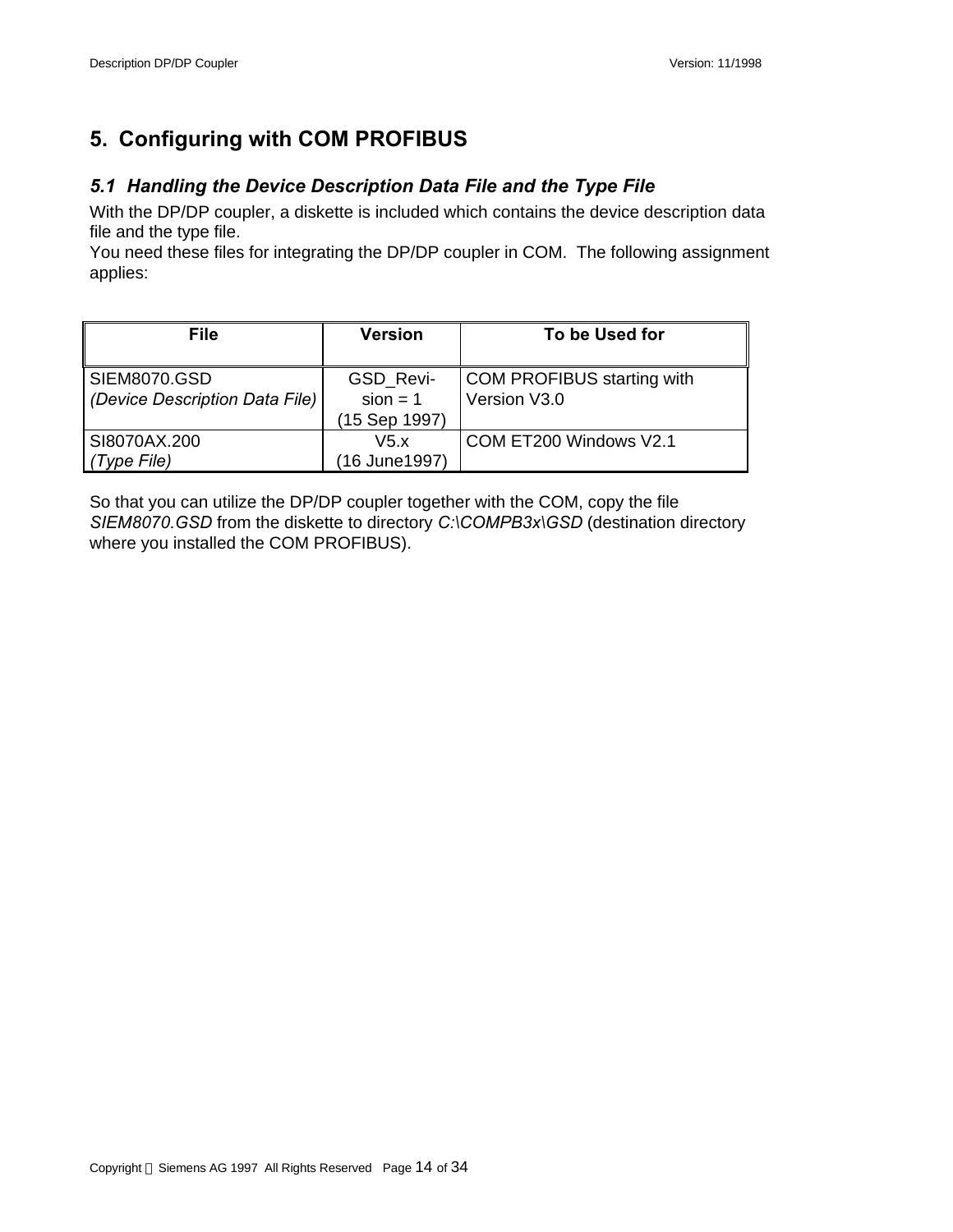# 5. Configuring with COM PROFIBUS

## *5.1 Handling the Device Description Data File and the Type File*

With the DP/DP coupler, a diskette is included which contains the device description data file and the type file.
You need these files for integrating the DP/DP coupler in COM. The following assignment applies:

| File | Version | To be Used for |
|---|---|---|
| SIEM8070.GSD<br>*(Device Description Data File)* | GSD_Revi-sion = 1<br>(15 Sep 1997) | COM PROFIBUS starting with Version V3.0 |
| SI8070AX.200<br>*(Type File)* | V5.x<br>(16 June1997) | COM ET200 Windows V2.1 |

So that you can utilize the DP/DP coupler together with the COM, copy the file *SIEM8070.GSD* from the diskette to directory *C:\COMPB3x\GSD* (destination directory where you installed the COM PROFIBUS).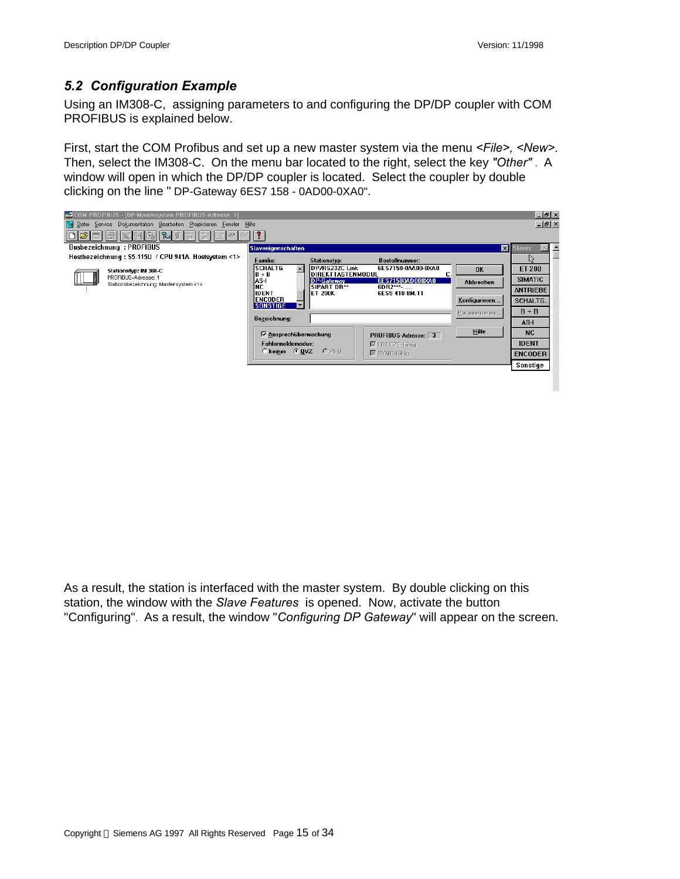## 5.2 Configuration Example

Using an IM308-C, assigning parameters to and configuring the DP/DP coupler with COM PROFIBUS is explained below.

First, start the COM Profibus and set up a new master system via the menu *<File>, <New>*. Then, select the IM308-C. On the menu bar located to the right, select the key *"Other"*. A window will open in which the DP/DP coupler is located. Select the coupler by double clicking on the line " DP-Gateway 6ES7 158 - 0AD00-0XA0".

As a result, the station is interfaced with the master system. By double clicking on this station, the window with the *Slave Features* is opened. Now, activate the button "Configuring". As a result, the window "*Configuring DP Gateway*" will appear on the screen.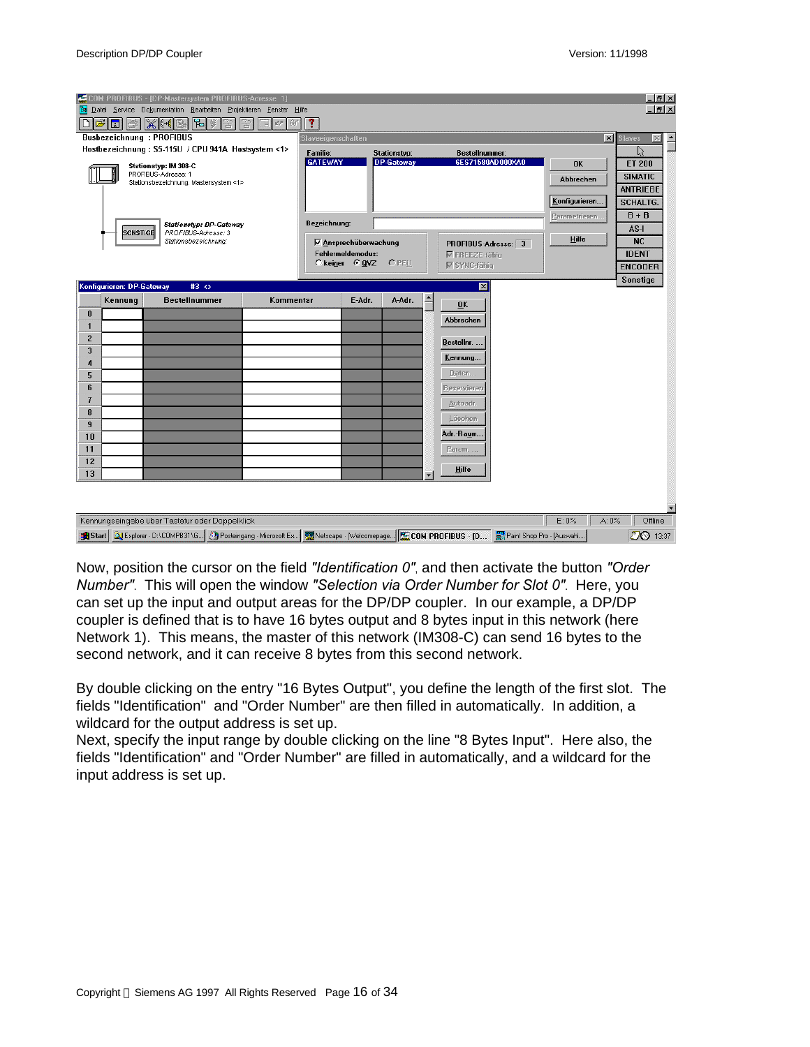Now, position the cursor on the field *"Identification 0"*, and then activate the button *"Order Number"*. This will open the window *"Selection via Order Number for Slot 0"*. Here, you can set up the input and output areas for the DP/DP coupler. In our example, a DP/DP coupler is defined that is to have 16 bytes output and 8 bytes input in this network (here Network 1). This means, the master of this network (IM308-C) can send 16 bytes to the second network, and it can receive 8 bytes from this second network.

By double clicking on the entry "16 Bytes Output", you define the length of the first slot. The fields "Identification" and "Order Number" are then filled in automatically. In addition, a wildcard for the output address is set up.
Next, specify the input range by double clicking on the line "8 Bytes Input". Here also, the fields "Identification" and "Order Number" are filled in automatically, and a wildcard for the input address is set up.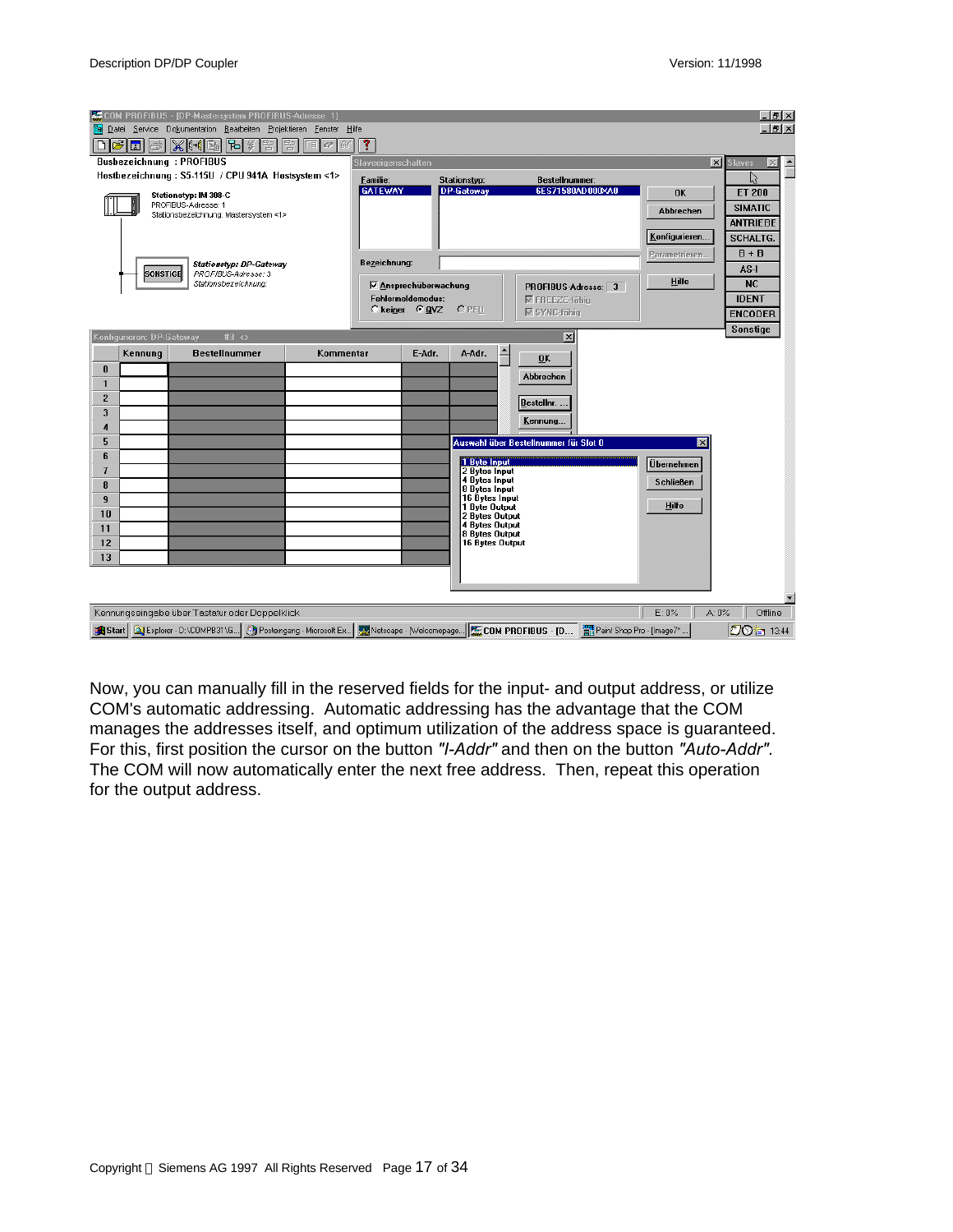Now, you can manually fill in the reserved fields for the input- and output address, or utilize COM's automatic addressing. Automatic addressing has the advantage that the COM manages the addresses itself, and optimum utilization of the address space is guaranteed. For this, first position the cursor on the button *"I-Addr"* and then on the button *"Auto-Addr"*. The COM will now automatically enter the next free address. Then, repeat this operation for the output address.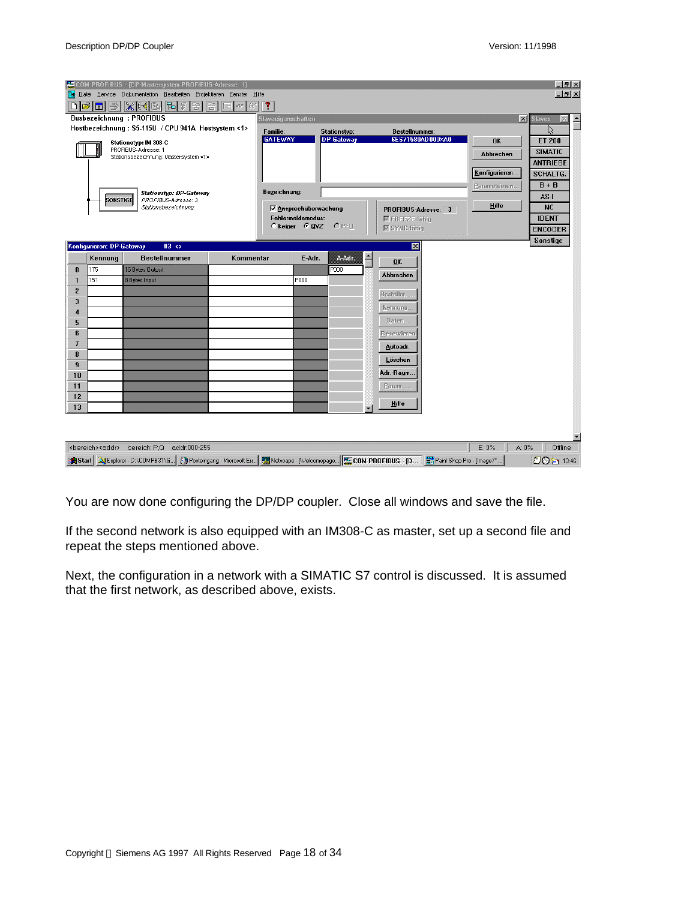You are now done configuring the DP/DP coupler. Close all windows and save the file.

If the second network is also equipped with an IM308-C as master, set up a second file and repeat the steps mentioned above.

Next, the configuration in a network with a SIMATIC S7 control is discussed. It is assumed that the first network, as described above, exists.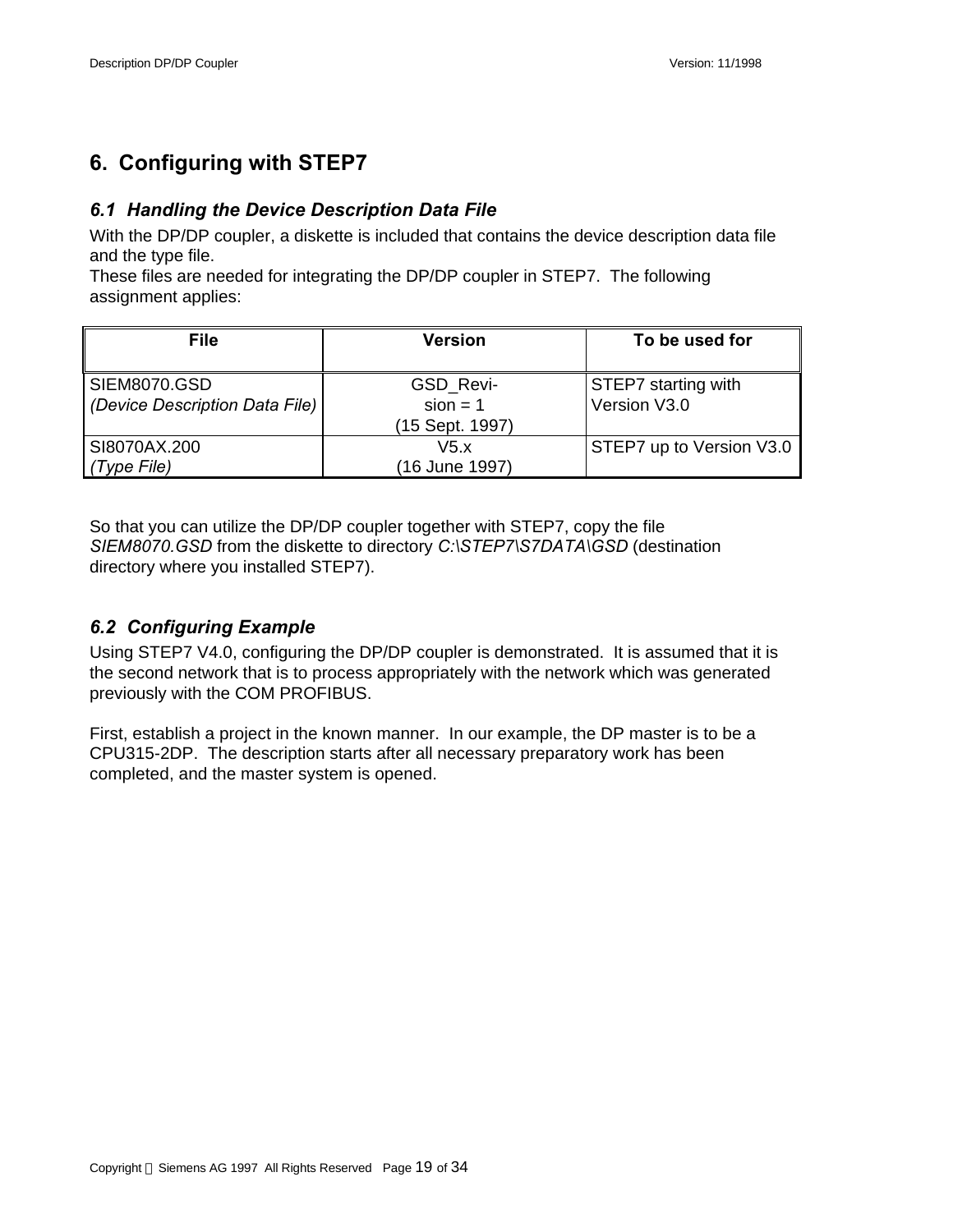# 6. Configuring with STEP7

## 6.1 Handling the Device Description Data File

With the DP/DP coupler, a diskette is included that contains the device description data file and the type file.
These files are needed for integrating the DP/DP coupler in STEP7. The following assignment applies:

| File | Version | To be used for |
|---|---|---|
| SIEM8070.GSD *(Device Description Data File)* | GSD_Revision = 1 (15 Sept. 1997) | STEP7 starting with Version V3.0 |
| SI8070AX.200 *(Type File)* | V5.x (16 June 1997) | STEP7 up to Version V3.0 |

So that you can utilize the DP/DP coupler together with STEP7, copy the file *SIEM8070.GSD* from the diskette to directory *C:\STEP7\S7DATA\GSD* (destination directory where you installed STEP7).

## 6.2 Configuring Example

Using STEP7 V4.0, configuring the DP/DP coupler is demonstrated. It is assumed that it is the second network that is to process appropriately with the network which was generated previously with the COM PROFIBUS.

First, establish a project in the known manner. In our example, the DP master is to be a CPU315-2DP. The description starts after all necessary preparatory work has been completed, and the master system is opened.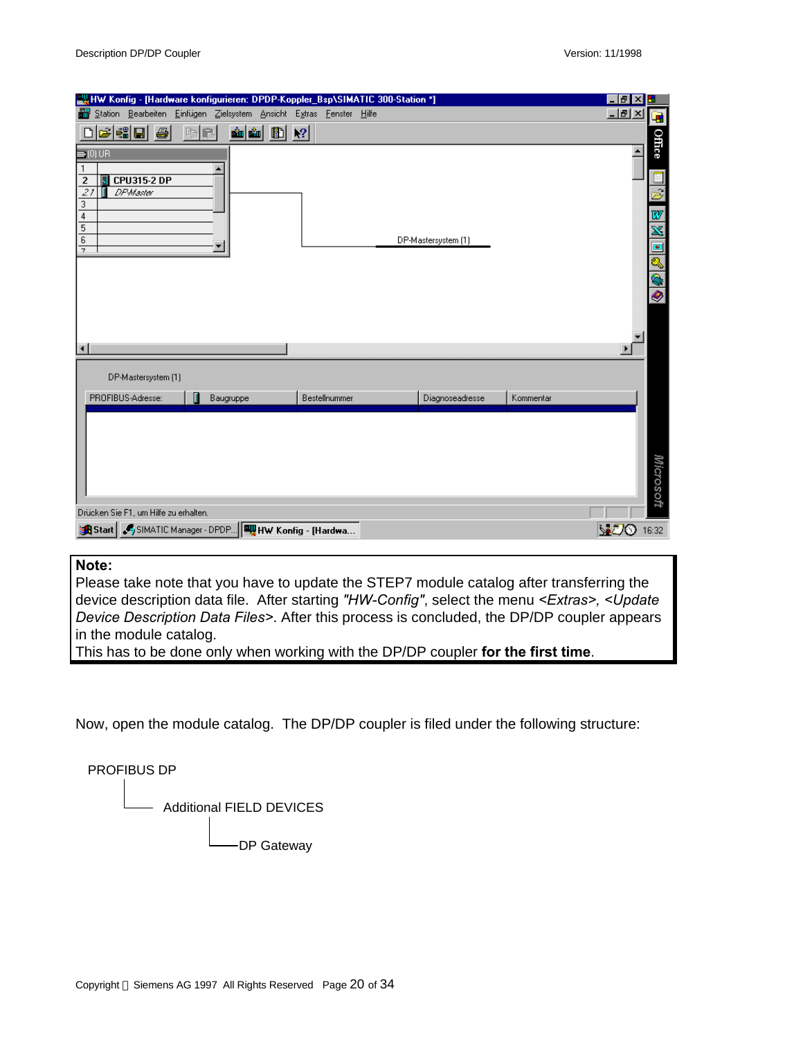**Note:**

Please take note that you have to update the STEP7 module catalog after transferring the device description data file. After starting *"HW-Config"*, select the menu *<Extras>, <Update Device Description Data Files>*. After this process is concluded, the DP/DP coupler appears in the module catalog.

This has to be done only when working with the DP/DP coupler **for the first time**.

Now, open the module catalog. The DP/DP coupler is filed under the following structure:

```
PROFIBUS DP
   |
   └── Additional FIELD DEVICES
          |
          └──DP Gateway
```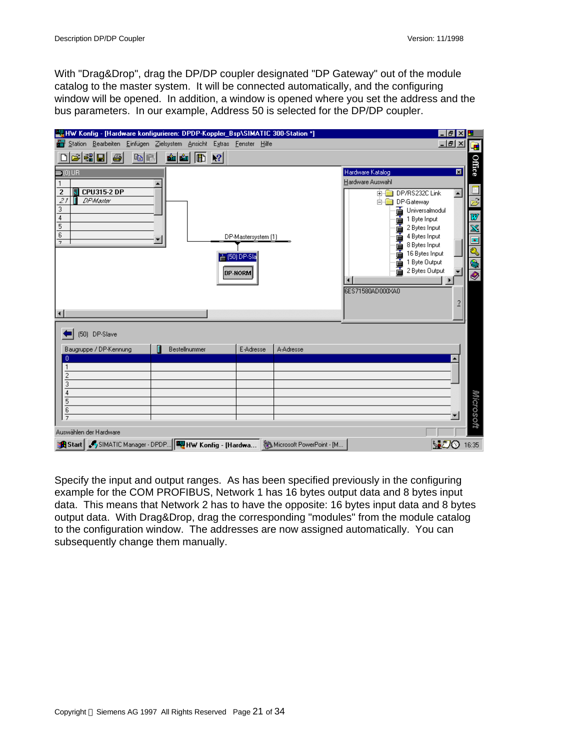With "Drag&Drop", drag the DP/DP coupler designated "DP Gateway" out of the module catalog to the master system. It will be connected automatically, and the configuring window will be opened. In addition, a window is opened where you set the address and the bus parameters. In our example, Address 50 is selected for the DP/DP coupler.

Specify the input and output ranges. As has been specified previously in the configuring example for the COM PROFIBUS, Network 1 has 16 bytes output data and 8 bytes input data. This means that Network 2 has to have the opposite: 16 bytes input data and 8 bytes output data. With Drag&Drop, drag the corresponding "modules" from the module catalog to the configuration window. The addresses are now assigned automatically. You can subsequently change them manually.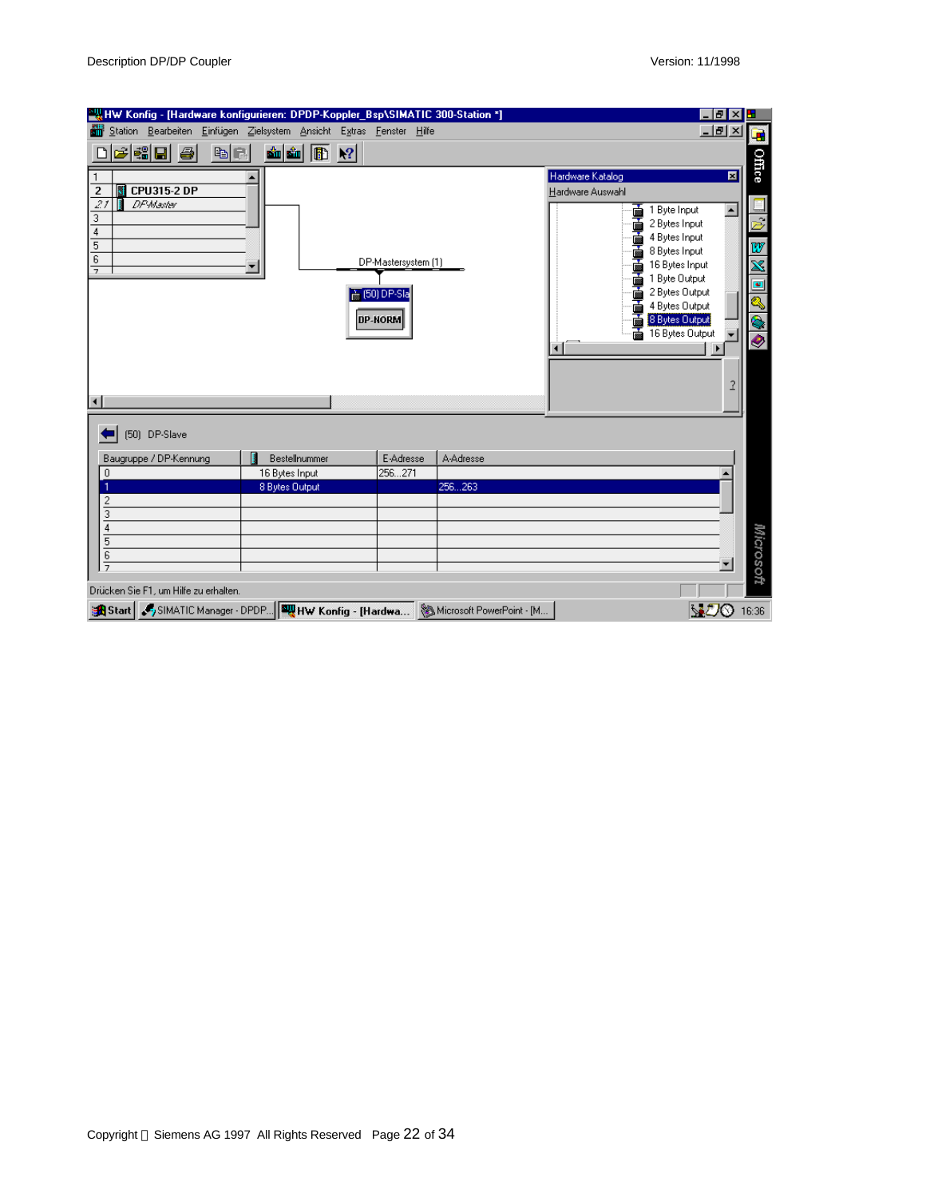HW Konfig - [Hardware konfigurieren: DPDP-Koppler_Bsp\SIMATIC 300-Station *]

Station Bearbeiten Einfügen Zielsystem Ansicht Extras Fenster Hilfe

| | |
|---|---|
| 1 | |
| 2 | CPU315-2 DP |
| 2.1 | *DP-Master* |
| 3 | |
| 4 | |
| 5 | |
| 6 | |
| 7 | |

DP-Mastersystem (1)

(50) DP-Sla

DP-NORM

Hardware Katalog

Hardware Auswahl

- 1 Byte Input
- 2 Bytes Input
- 4 Bytes Input
- 8 Bytes Input
- 16 Bytes Input
- 1 Byte Output
- 2 Bytes Output
- 4 Bytes Output
- 8 Bytes Output
- 16 Bytes Output

(50) DP-Slave

| Baugruppe / DP-Kennung | Bestellnummer | E-Adresse | A-Adresse |
|---|---|---|---|
| 0 | 16 Bytes Input | 256...271 | |
| 1 | 8 Bytes Output | | 256...263 |
| 2 | | | |
| 3 | | | |
| 4 | | | |
| 5 | | | |
| 6 | | | |
| 7 | | | |

Drücken Sie F1, um Hilfe zu erhalten.

Start | SIMATIC Manager - DPDP... | HW Konfig - [Hardwa... | Microsoft PowerPoint - [M... | 16:36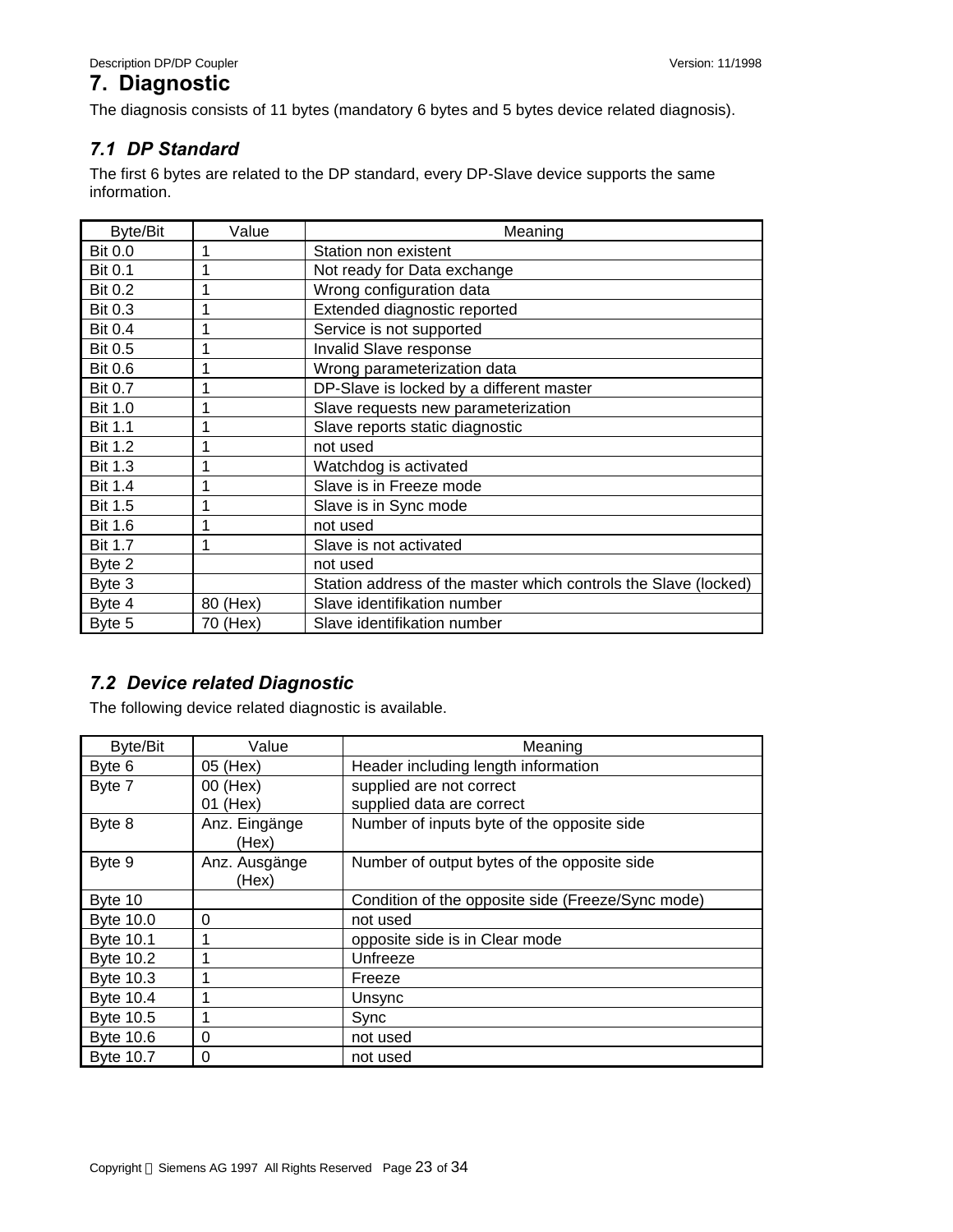# 7. Diagnostic

The diagnosis consists of 11 bytes (mandatory 6 bytes and 5 bytes device related diagnosis).

## 7.1 DP Standard

The first 6 bytes are related to the DP standard, every DP-Slave device supports the same information.

| Byte/Bit | Value | Meaning |
|---|---|---|
| Bit 0.0 | 1 | Station non existent |
| Bit 0.1 | 1 | Not ready for Data exchange |
| Bit 0.2 | 1 | Wrong configuration data |
| Bit 0.3 | 1 | Extended diagnostic reported |
| Bit 0.4 | 1 | Service is not supported |
| Bit 0.5 | 1 | Invalid Slave response |
| Bit 0.6 | 1 | Wrong parameterization data |
| Bit 0.7 | 1 | DP-Slave is locked by a different master |
| Bit 1.0 | 1 | Slave requests new parameterization |
| Bit 1.1 | 1 | Slave reports static diagnostic |
| Bit 1.2 | 1 | not used |
| Bit 1.3 | 1 | Watchdog is activated |
| Bit 1.4 | 1 | Slave is in Freeze mode |
| Bit 1.5 | 1 | Slave is in Sync mode |
| Bit 1.6 | 1 | not used |
| Bit 1.7 | 1 | Slave is not activated |
| Byte 2 | | not used |
| Byte 3 | | Station address of the master which controls the Slave (locked) |
| Byte 4 | 80 (Hex) | Slave identifikation number |
| Byte 5 | 70 (Hex) | Slave identifikation number |

## 7.2 Device related Diagnostic

The following device related diagnostic is available.

| Byte/Bit | Value | Meaning |
|---|---|---|
| Byte 6 | 05 (Hex) | Header including length information |
| Byte 7 | 00 (Hex)<br>01 (Hex) | supplied are not correct<br>supplied data are correct |
| Byte 8 | Anz. Eingänge (Hex) | Number of inputs byte of the opposite side |
| Byte 9 | Anz. Ausgänge (Hex) | Number of output bytes of the opposite side |
| Byte 10 | | Condition of the opposite side (Freeze/Sync mode) |
| Byte 10.0 | 0 | not used |
| Byte 10.1 | 1 | opposite side is in Clear mode |
| Byte 10.2 | 1 | Unfreeze |
| Byte 10.3 | 1 | Freeze |
| Byte 10.4 | 1 | Unsync |
| Byte 10.5 | 1 | Sync |
| Byte 10.6 | 0 | not used |
| Byte 10.7 | 0 | not used |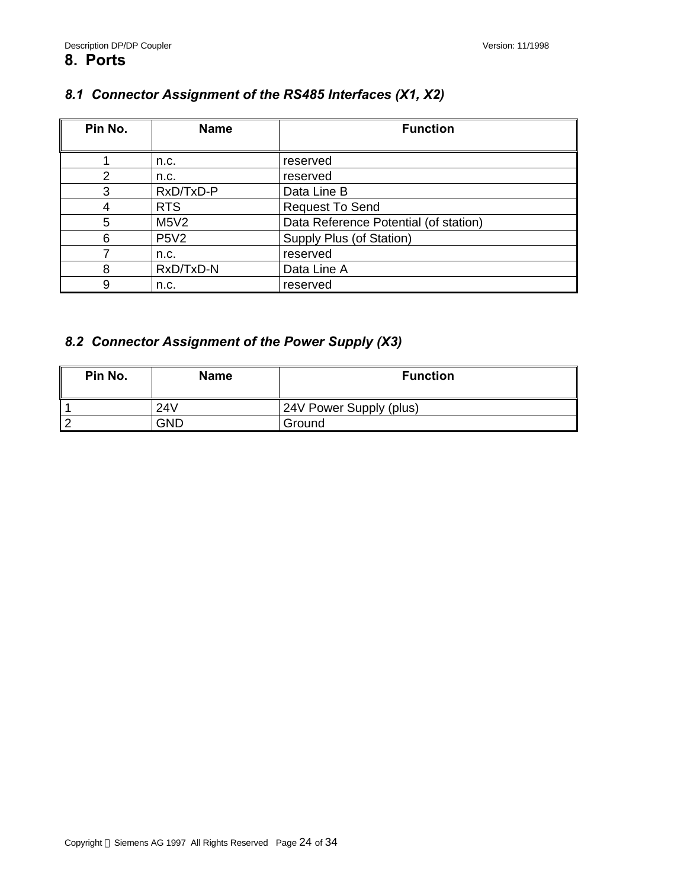# 8. Ports

### *8.1 Connector Assignment of the RS485 Interfaces (X1, X2)*

| Pin No. | Name | Function |
|---|---|---|
| 1 | n.c. | reserved |
| 2 | n.c. | reserved |
| 3 | RxD/TxD-P | Data Line B |
| 4 | RTS | Request To Send |
| 5 | M5V2 | Data Reference Potential (of station) |
| 6 | P5V2 | Supply Plus (of Station) |
| 7 | n.c. | reserved |
| 8 | RxD/TxD-N | Data Line A |
| 9 | n.c. | reserved |

### *8.2 Connector Assignment of the Power Supply (X3)*

| Pin No. | Name | Function |
|---|---|---|
| 1 | 24V | 24V Power Supply (plus) |
| 2 | GND | Ground |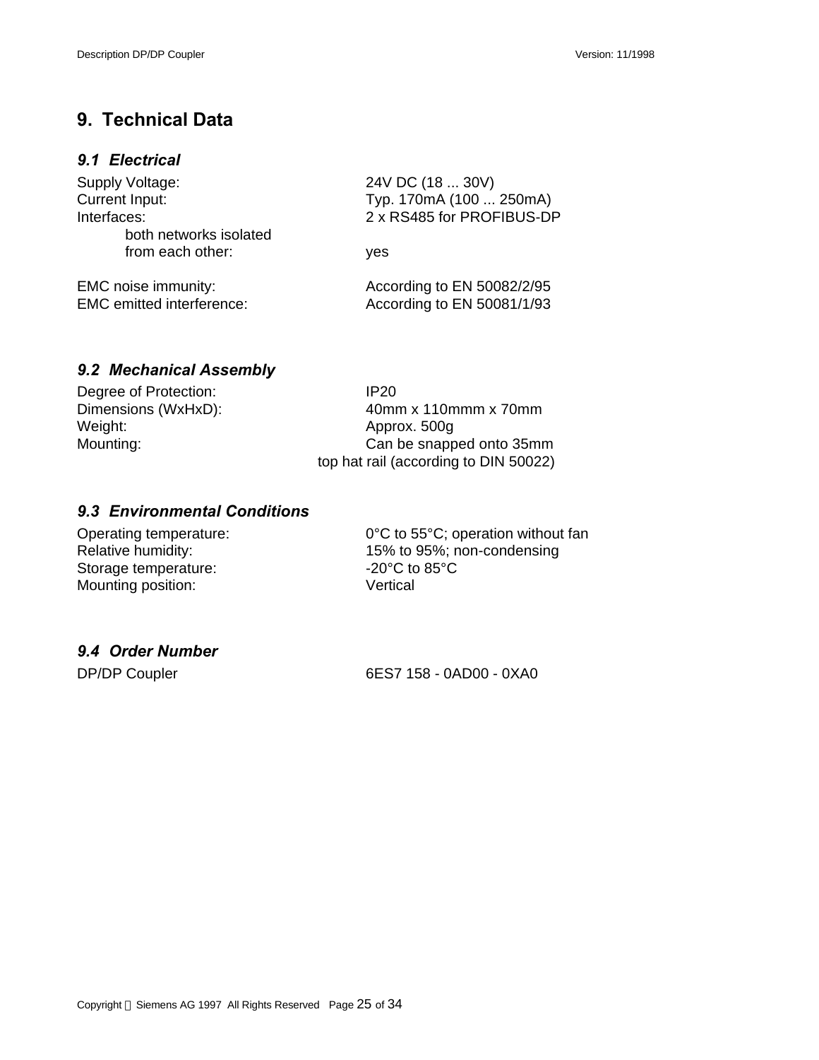# 9. Technical Data

## 9.1 *Electrical*

| | |
|---|---|
| Supply Voltage: | 24V DC (18 ... 30V) |
| Current Input: | Typ. 170mA (100 ... 250mA) |
| Interfaces: | 2 x RS485 for PROFIBUS-DP |
| both networks isolated from each other: | yes |
| EMC noise immunity: | According to EN 50082/2/95 |
| EMC emitted interference: | According to EN 50081/1/93 |

## 9.2 *Mechanical Assembly*

| | |
|---|---|
| Degree of Protection: | IP20 |
| Dimensions (WxHxD): | 40mm x 110mmm x 70mm |
| Weight: | Approx. 500g |
| Mounting: | Can be snapped onto 35mm top hat rail (according to DIN 50022) |

## 9.3 *Environmental Conditions*

| | |
|---|---|
| Operating temperature: | 0°C to 55°C; operation without fan |
| Relative humidity: | 15% to 95%; non-condensing |
| Storage temperature: | -20°C to 85°C |
| Mounting position: | Vertical |

## 9.4 *Order Number*

| | |
|---|---|
| DP/DP Coupler | 6ES7 158 - 0AD00 - 0XA0 |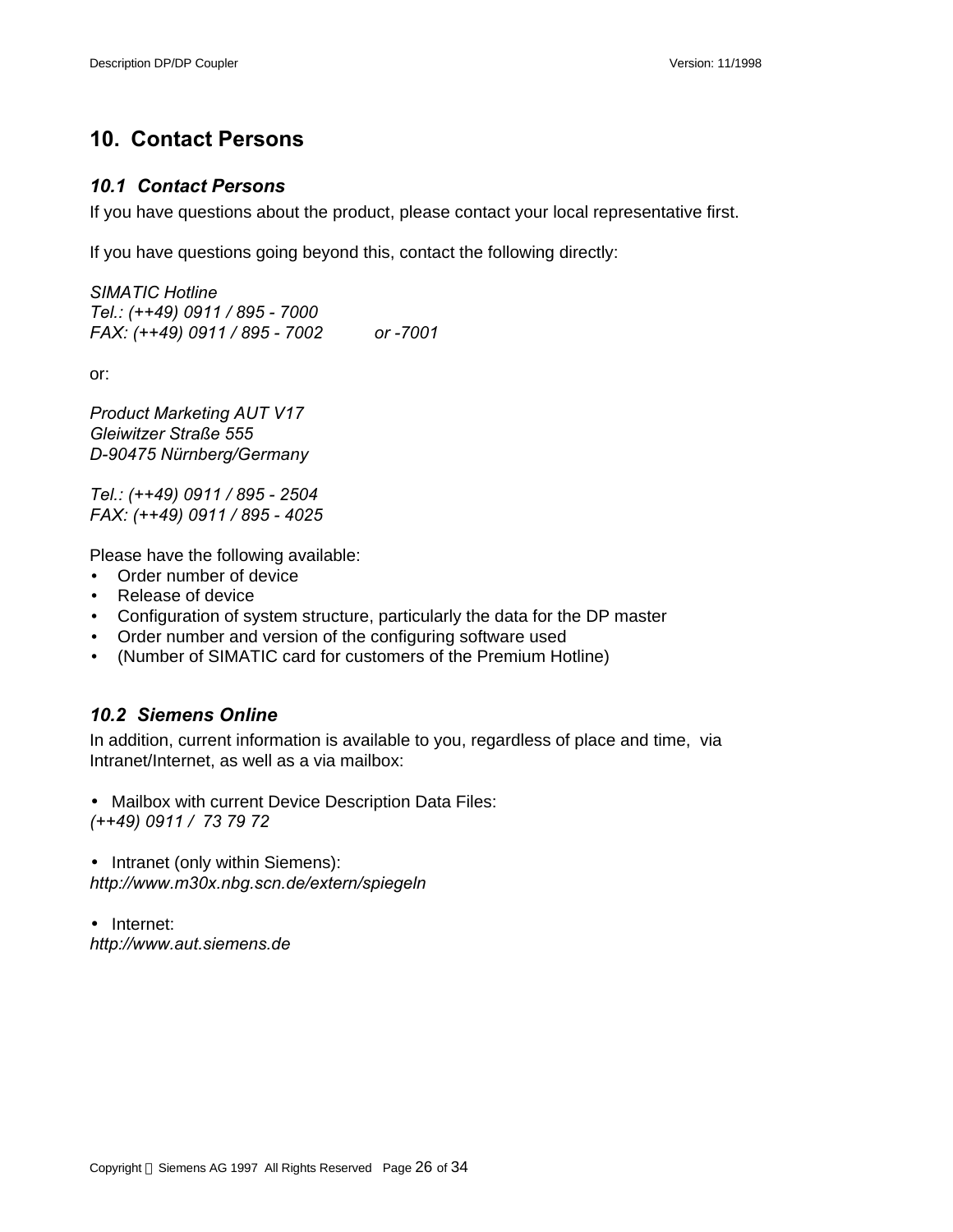# 10. Contact Persons

## *10.1 Contact Persons*

If you have questions about the product, please contact your local representative first.

If you have questions going beyond this, contact the following directly:

*SIMATIC Hotline*
*Tel.: (++49) 0911 / 895 - 7000*
*FAX: (++49) 0911 / 895 - 7002 or -7001*

or:

*Product Marketing AUT V17*
*Gleiwitzer Straße 555*
*D-90475 Nürnberg/Germany*

*Tel.: (++49) 0911 / 895 - 2504*
*FAX: (++49) 0911 / 895 - 4025*

Please have the following available:

- Order number of device
- Release of device
- Configuration of system structure, particularly the data for the DP master
- Order number and version of the configuring software used
- (Number of SIMATIC card for customers of the Premium Hotline)

## *10.2 Siemens Online*

In addition, current information is available to you, regardless of place and time, via Intranet/Internet, as well as a via mailbox:

- Mailbox with current Device Description Data Files:
*(++49) 0911 / 73 79 72*

- Intranet (only within Siemens):
*http://www.m30x.nbg.scn.de/extern/spiegeln*

- Internet:
*http://www.aut.siemens.de*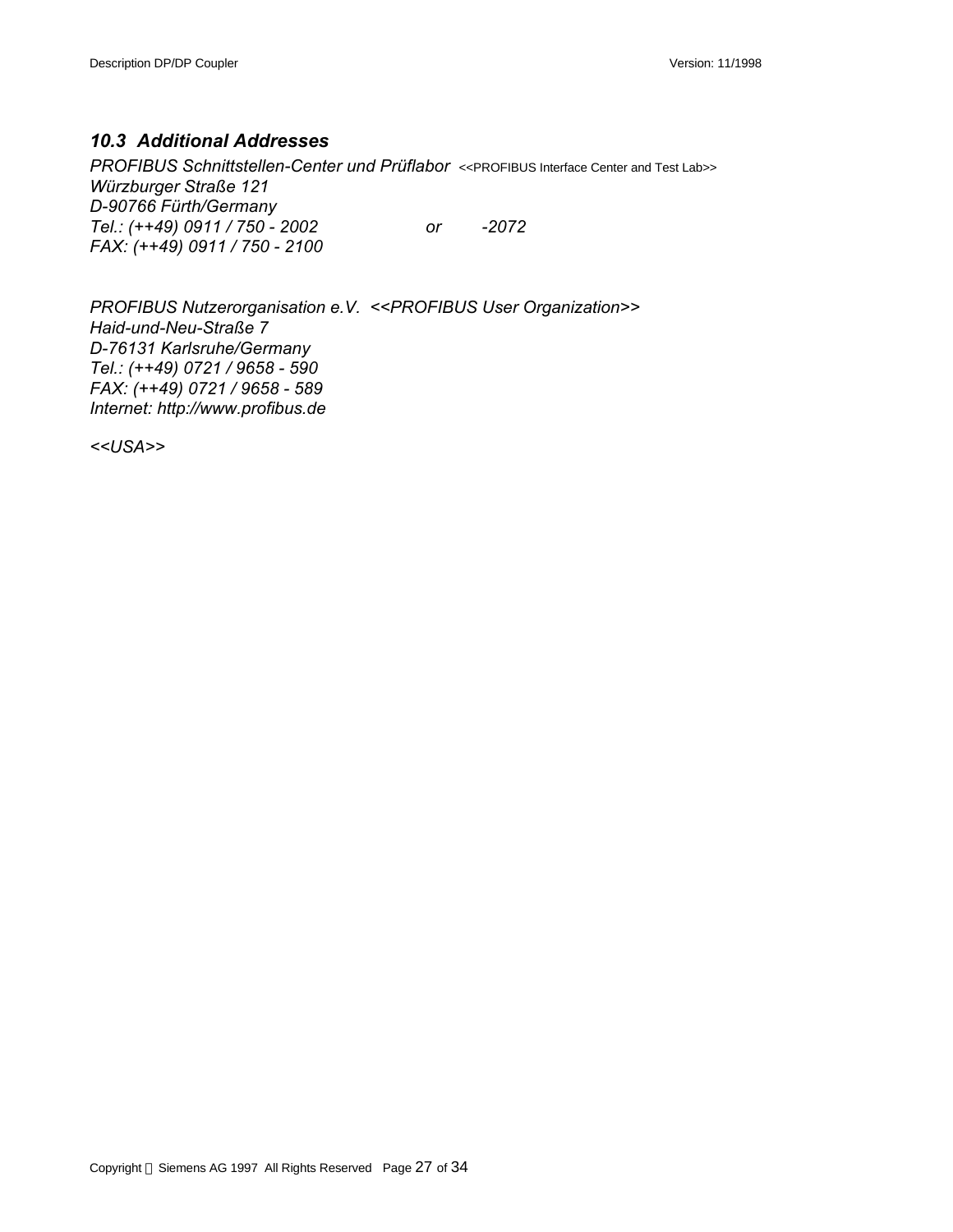### *10.3 Additional Addresses*

*PROFIBUS Schnittstellen-Center und Prüflabor* <<PROFIBUS Interface Center and Test Lab>>
*Würzburger Straße 121*
*D-90766 Fürth/Germany*
*Tel.: (++49) 0911 / 750 - 2002 or -2072*
*FAX: (++49) 0911 / 750 - 2100*

*PROFIBUS Nutzerorganisation e.V. <<PROFIBUS User Organization>>*
*Haid-und-Neu-Straße 7*
*D-76131 Karlsruhe/Germany*
*Tel.: (++49) 0721 / 9658 - 590*
*FAX: (++49) 0721 / 9658 - 589*
*Internet: http://www.profibus.de*

*<<USA>>*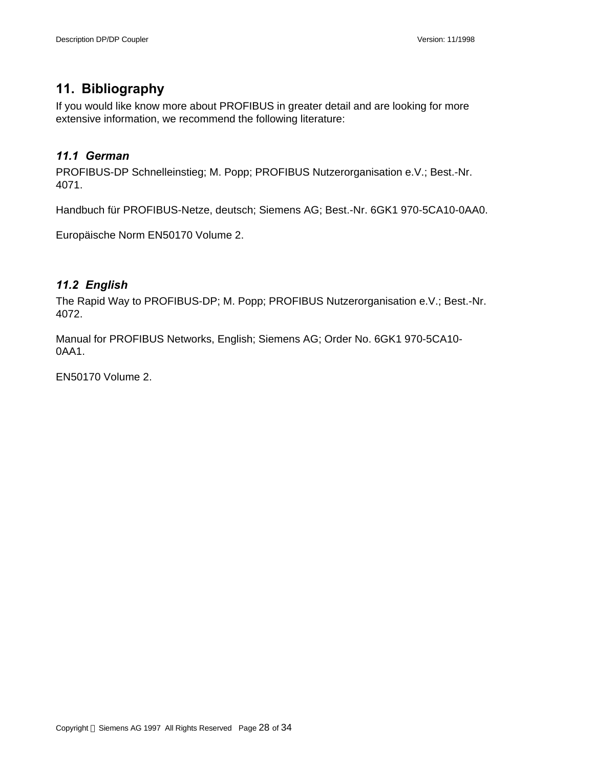# 11. Bibliography

If you would like know more about PROFIBUS in greater detail and are looking for more extensive information, we recommend the following literature:

## *11.1 German*

PROFIBUS-DP Schnelleinstieg; M. Popp; PROFIBUS Nutzerorganisation e.V.; Best.-Nr. 4071.

Handbuch für PROFIBUS-Netze, deutsch; Siemens AG; Best.-Nr. 6GK1 970-5CA10-0AA0.

Europäische Norm EN50170 Volume 2.

## *11.2 English*

The Rapid Way to PROFIBUS-DP; M. Popp; PROFIBUS Nutzerorganisation e.V.; Best.-Nr. 4072.

Manual for PROFIBUS Networks, English; Siemens AG; Order No. 6GK1 970-5CA10-0AA1.

EN50170 Volume 2.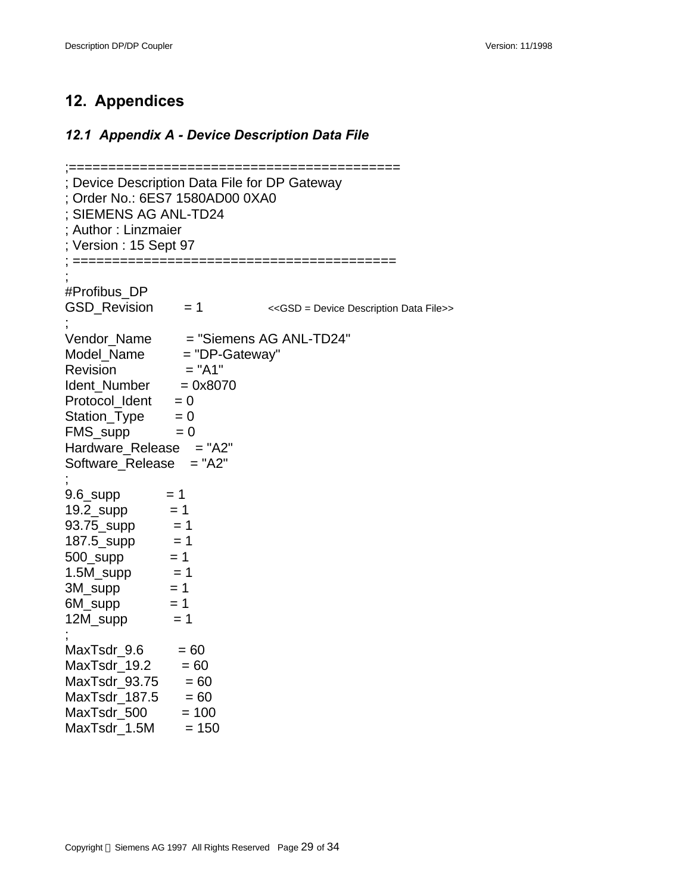# 12. Appendices

## *12.1 Appendix A - Device Description Data File*

```
;=========================================
; Device Description Data File for DP Gateway
; Order No.: 6ES7 1580AD00 0XA0
; SIEMENS AG ANL-TD24
; Author : Linzmaier
; Version : 15 Sept 97
; ========================================
;
#Profibus_DP
GSD_Revision       = 1              <<GSD = Device Description Data File>>
;
Vendor_Name        = "Siemens AG ANL-TD24"
Model_Name         = "DP-Gateway"
Revision           = "A1"
Ident_Number       = 0x8070
Protocol_Ident     = 0
Station_Type       = 0
FMS_supp           = 0
Hardware_Release   = "A2"
Software_Release   = "A2"
;
9.6_supp           = 1
19.2_supp          = 1
93.75_supp         = 1
187.5_supp         = 1
500_supp           = 1
1.5M_supp          = 1
3M_supp            = 1
6M_supp            = 1
12M_supp           = 1
;
MaxTsdr_9.6        = 60
MaxTsdr_19.2       = 60
MaxTsdr_93.75      = 60
MaxTsdr_187.5      = 60
MaxTsdr_500        = 100
MaxTsdr_1.5M       = 150
```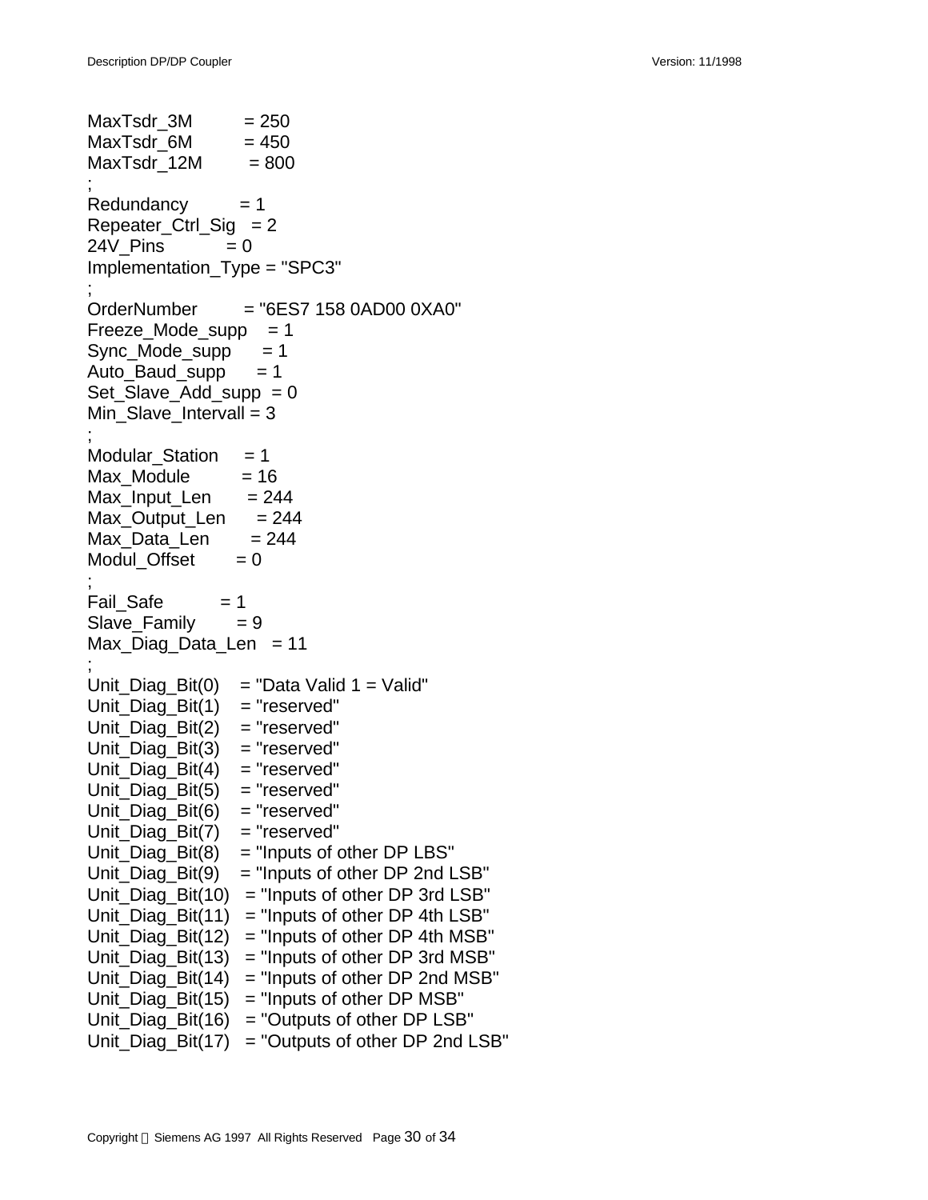```
MaxTsdr_3M          = 250
MaxTsdr_6M          = 450
MaxTsdr_12M         = 800
;
Redundancy          = 1
Repeater_Ctrl_Sig   = 2
24V_Pins            = 0
Implementation_Type = "SPC3"
;
OrderNumber         = "6ES7 158 0AD00 0XA0"
Freeze_Mode_supp    = 1
Sync_Mode_supp      = 1
Auto_Baud_supp      = 1
Set_Slave_Add_supp  = 0
Min_Slave_Intervall = 3
;
Modular_Station     = 1
Max_Module          = 16
Max_Input_Len       = 244
Max_Output_Len      = 244
Max_Data_Len        = 244
Modul_Offset        = 0
;
Fail_Safe           = 1
Slave_Family        = 9
Max_Diag_Data_Len   = 11
;
Unit_Diag_Bit(0)    = "Data Valid 1 = Valid"
Unit_Diag_Bit(1)    = "reserved"
Unit_Diag_Bit(2)    = "reserved"
Unit_Diag_Bit(3)    = "reserved"
Unit_Diag_Bit(4)    = "reserved"
Unit_Diag_Bit(5)    = "reserved"
Unit_Diag_Bit(6)    = "reserved"
Unit_Diag_Bit(7)    = "reserved"
Unit_Diag_Bit(8)    = "Inputs of other DP LBS"
Unit_Diag_Bit(9)    = "Inputs of other DP 2nd LSB"
Unit_Diag_Bit(10)   = "Inputs of other DP 3rd LSB"
Unit_Diag_Bit(11)   = "Inputs of other DP 4th LSB"
Unit_Diag_Bit(12)   = "Inputs of other DP 4th MSB"
Unit_Diag_Bit(13)   = "Inputs of other DP 3rd MSB"
Unit_Diag_Bit(14)   = "Inputs of other DP 2nd MSB"
Unit_Diag_Bit(15)   = "Inputs of other DP MSB"
Unit_Diag_Bit(16)   = "Outputs of other DP LSB"
Unit_Diag_Bit(17)   = "Outputs of other DP 2nd LSB"
```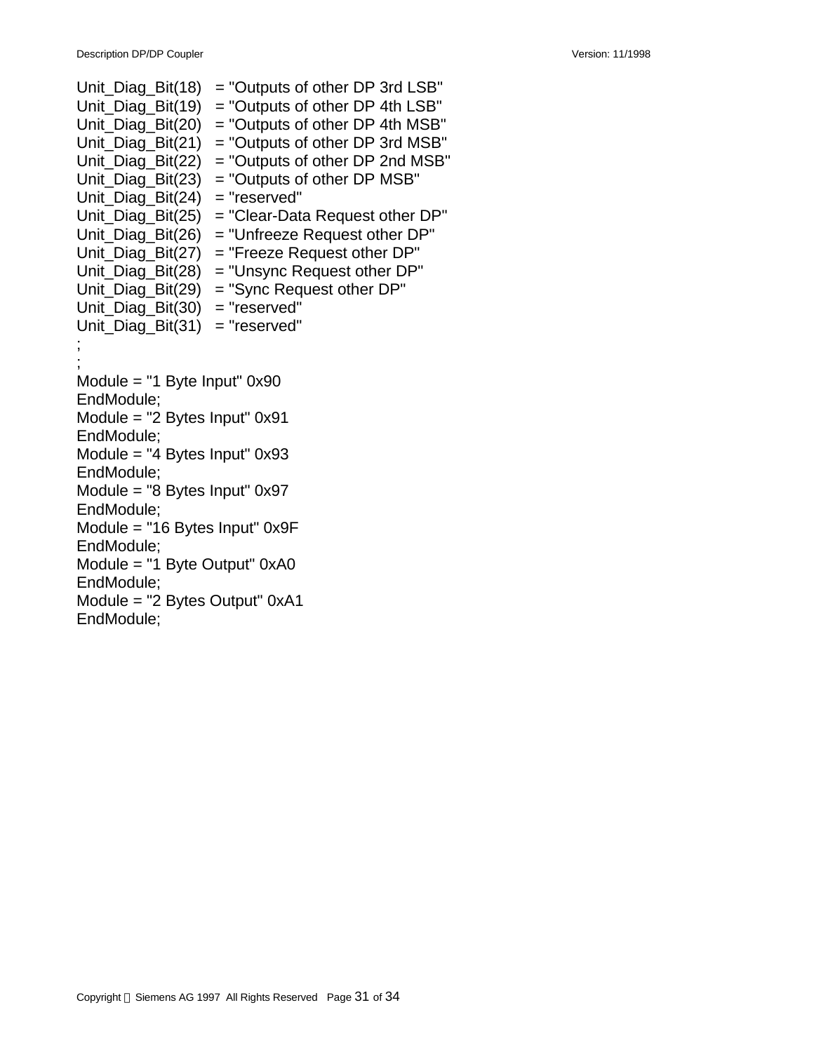```
Unit_Diag_Bit(18)   = "Outputs of other DP 3rd LSB"
Unit_Diag_Bit(19)   = "Outputs of other DP 4th LSB"
Unit_Diag_Bit(20)   = "Outputs of other DP 4th MSB"
Unit_Diag_Bit(21)   = "Outputs of other DP 3rd MSB"
Unit_Diag_Bit(22)   = "Outputs of other DP 2nd MSB"
Unit_Diag_Bit(23)   = "Outputs of other DP MSB"
Unit_Diag_Bit(24)   = "reserved"
Unit_Diag_Bit(25)   = "Clear-Data Request other DP"
Unit_Diag_Bit(26)   = "Unfreeze Request other DP"
Unit_Diag_Bit(27)   = "Freeze Request other DP"
Unit_Diag_Bit(28)   = "Unsync Request other DP"
Unit_Diag_Bit(29)   = "Sync Request other DP"
Unit_Diag_Bit(30)   = "reserved"
Unit_Diag_Bit(31)   = "reserved"
;
;
Module = "1 Byte Input" 0x90
EndModule;
Module = "2 Bytes Input" 0x91
EndModule;
Module = "4 Bytes Input" 0x93
EndModule;
Module = "8 Bytes Input" 0x97
EndModule;
Module = "16 Bytes Input" 0x9F
EndModule;
Module = "1 Byte Output" 0xA0
EndModule;
Module = "2 Bytes Output" 0xA1
EndModule;
```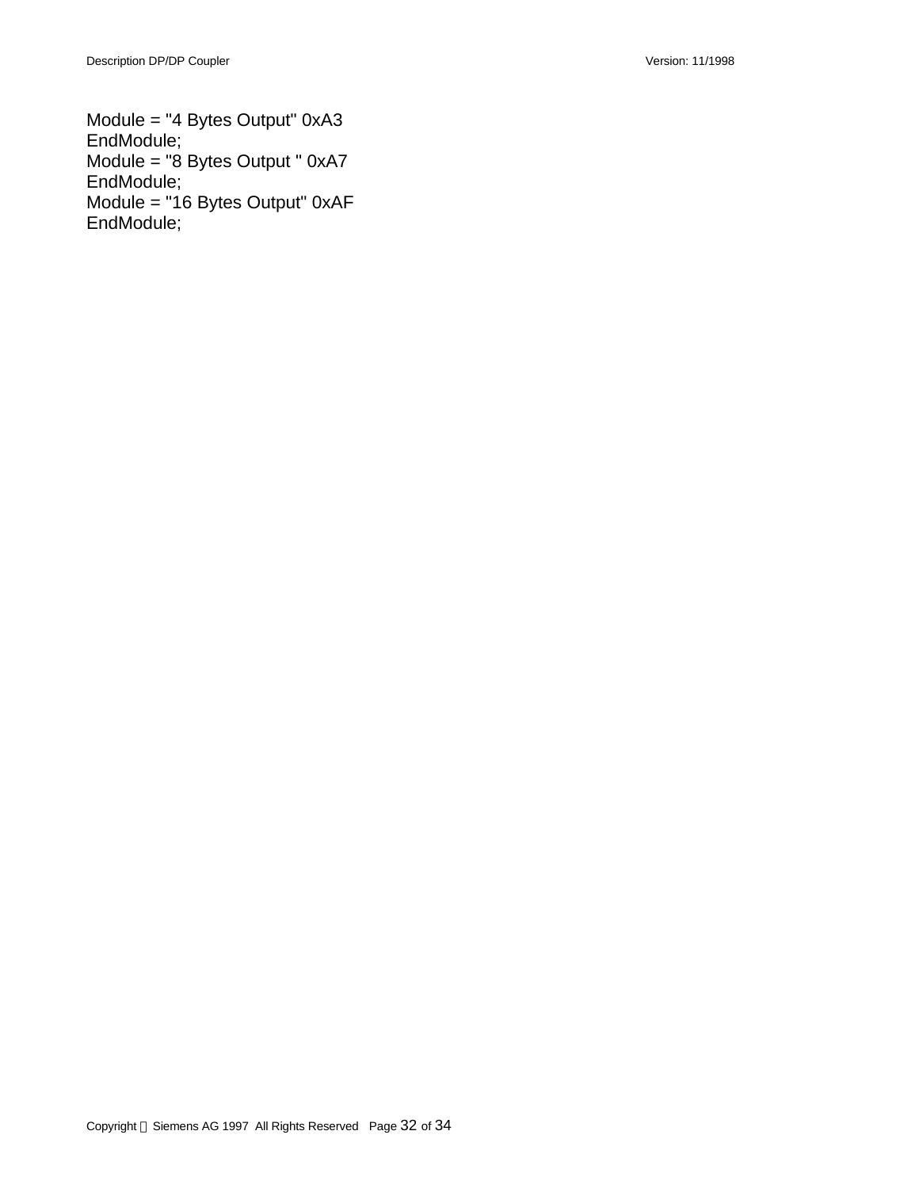```
Module = "4 Bytes Output" 0xA3
EndModule;
Module = "8 Bytes Output " 0xA7
EndModule;
Module = "16 Bytes Output" 0xAF
EndModule;
```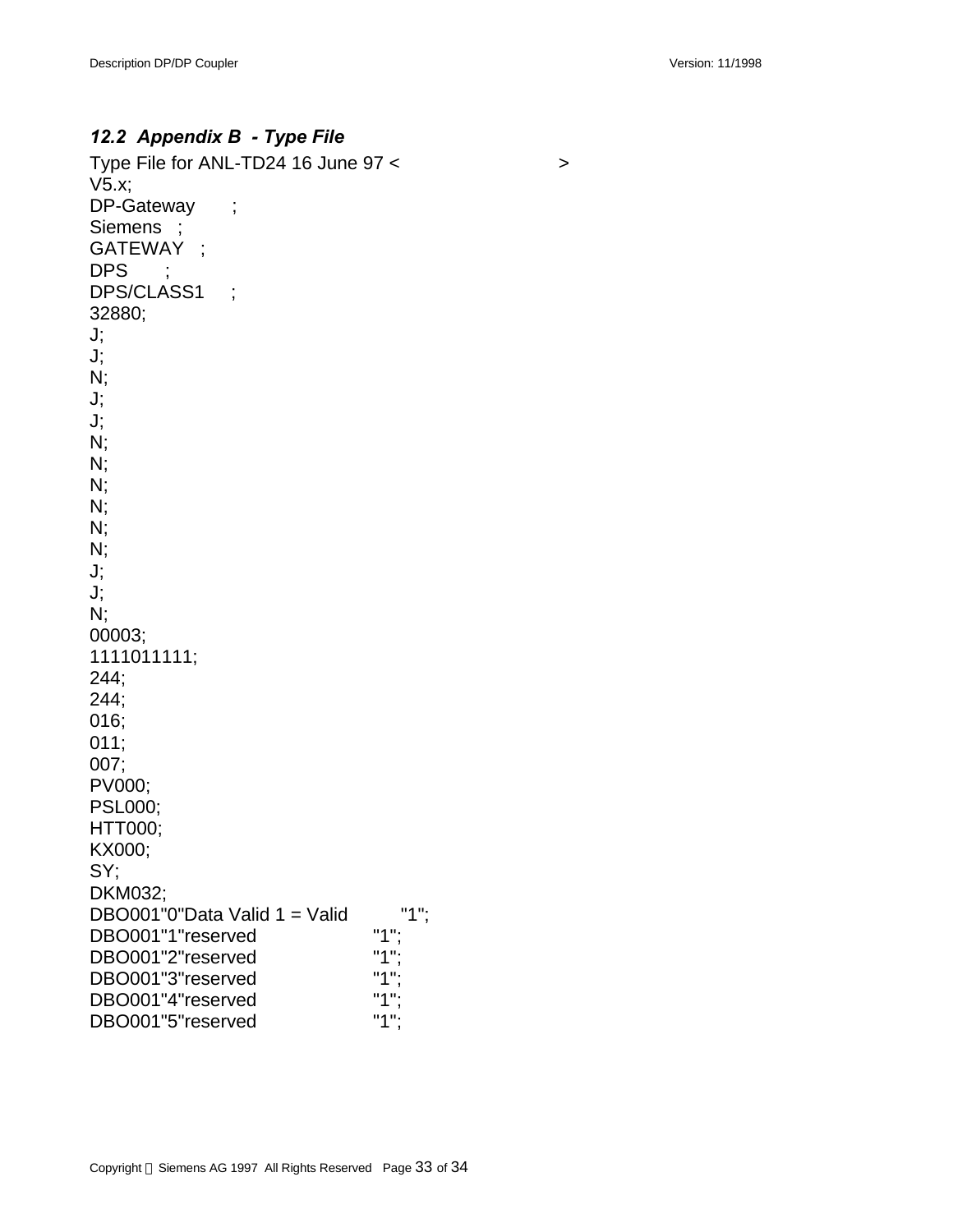### 12.2 *Appendix B - Type File*

```
Type File for ANL-TD24 16 June 97 <                    >
V5.x;
DP-Gateway      ;
Siemens   ;
GATEWAY   ;
DPS       ;
DPS/CLASS1     ;
32880;
J;
J;
N;
J;
J;
N;
N;
N;
N;
N;
N;
J;
J;
N;
00003;
1111011111;
244;
244;
016;
011;
007;
PV000;
PSL000;
HTT000;
KX000;
SY;
DKM032;
DBO001"0"Data Valid 1 = Valid        "1";
DBO001"1"reserved               "1";
DBO001"2"reserved               "1";
DBO001"3"reserved               "1";
DBO001"4"reserved               "1";
DBO001"5"reserved               "1";
```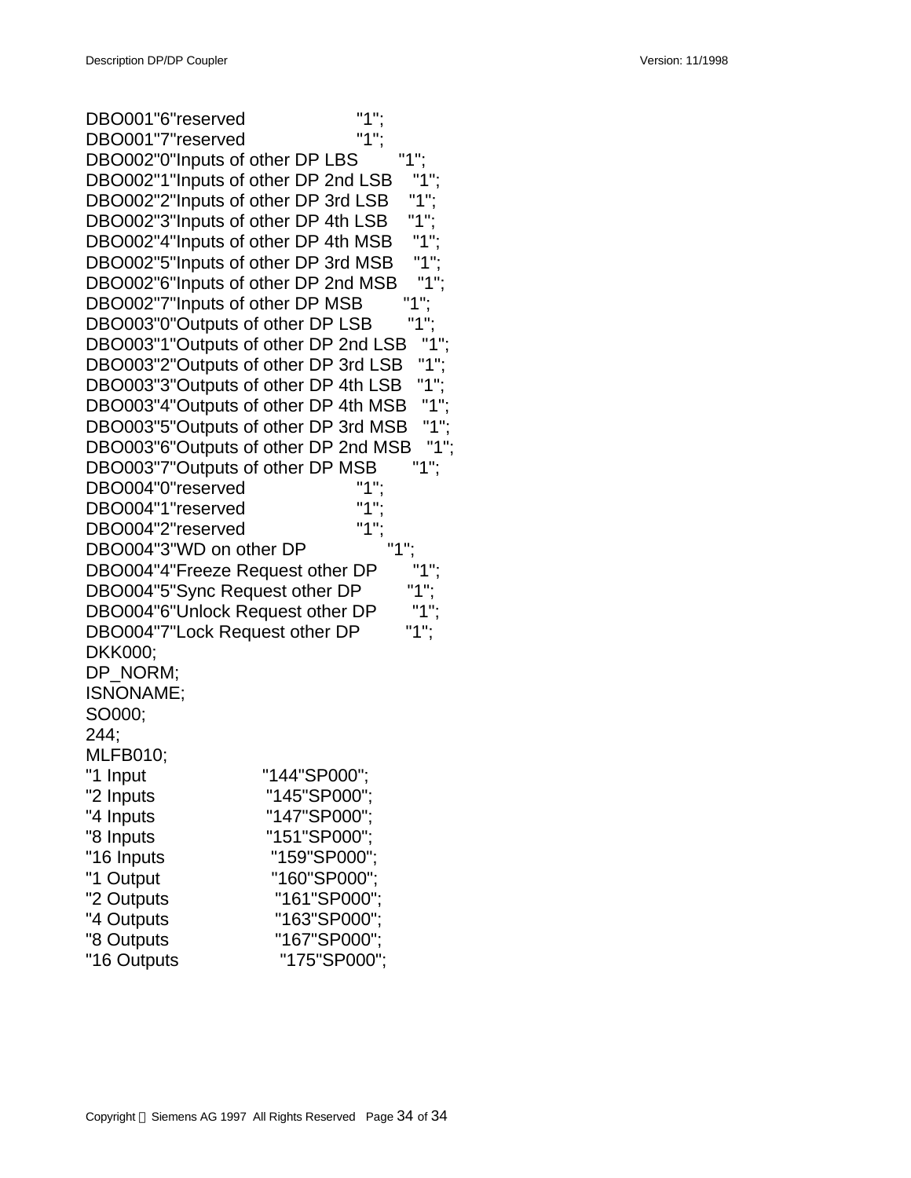```
DBO001"6"reserved                "1";
DBO001"7"reserved                "1";
DBO002"0"Inputs of other DP LBS        "1";
DBO002"1"Inputs of other DP 2nd LSB    "1";
DBO002"2"Inputs of other DP 3rd LSB    "1";
DBO002"3"Inputs of other DP 4th LSB    "1";
DBO002"4"Inputs of other DP 4th MSB    "1";
DBO002"5"Inputs of other DP 3rd MSB    "1";
DBO002"6"Inputs of other DP 2nd MSB    "1";
DBO002"7"Inputs of other DP MSB        "1";
DBO003"0"Outputs of other DP LSB       "1";
DBO003"1"Outputs of other DP 2nd LSB   "1";
DBO003"2"Outputs of other DP 3rd LSB   "1";
DBO003"3"Outputs of other DP 4th LSB   "1";
DBO003"4"Outputs of other DP 4th MSB   "1";
DBO003"5"Outputs of other DP 3rd MSB   "1";
DBO003"6"Outputs of other DP 2nd MSB   "1";
DBO003"7"Outputs of other DP MSB       "1";
DBO004"0"reserved                "1";
DBO004"1"reserved                "1";
DBO004"2"reserved                "1";
DBO004"3"WD on other DP              "1";
DBO004"4"Freeze Request other DP       "1";
DBO004"5"Sync Request other DP         "1";
DBO004"6"Unlock Request other DP       "1";
DBO004"7"Lock Request other DP         "1";
DKK000;
DP_NORM;
ISNONAME;
SO000;
244;
MLFB010;
"1 Input                "144"SP000";
"2 Inputs               "145"SP000";
"4 Inputs               "147"SP000";
"8 Inputs               "151"SP000";
"16 Inputs              "159"SP000";
"1 Output               "160"SP000";
"2 Outputs              "161"SP000";
"4 Outputs              "163"SP000";
"8 Outputs              "167"SP000";
"16 Outputs             "175"SP000";
```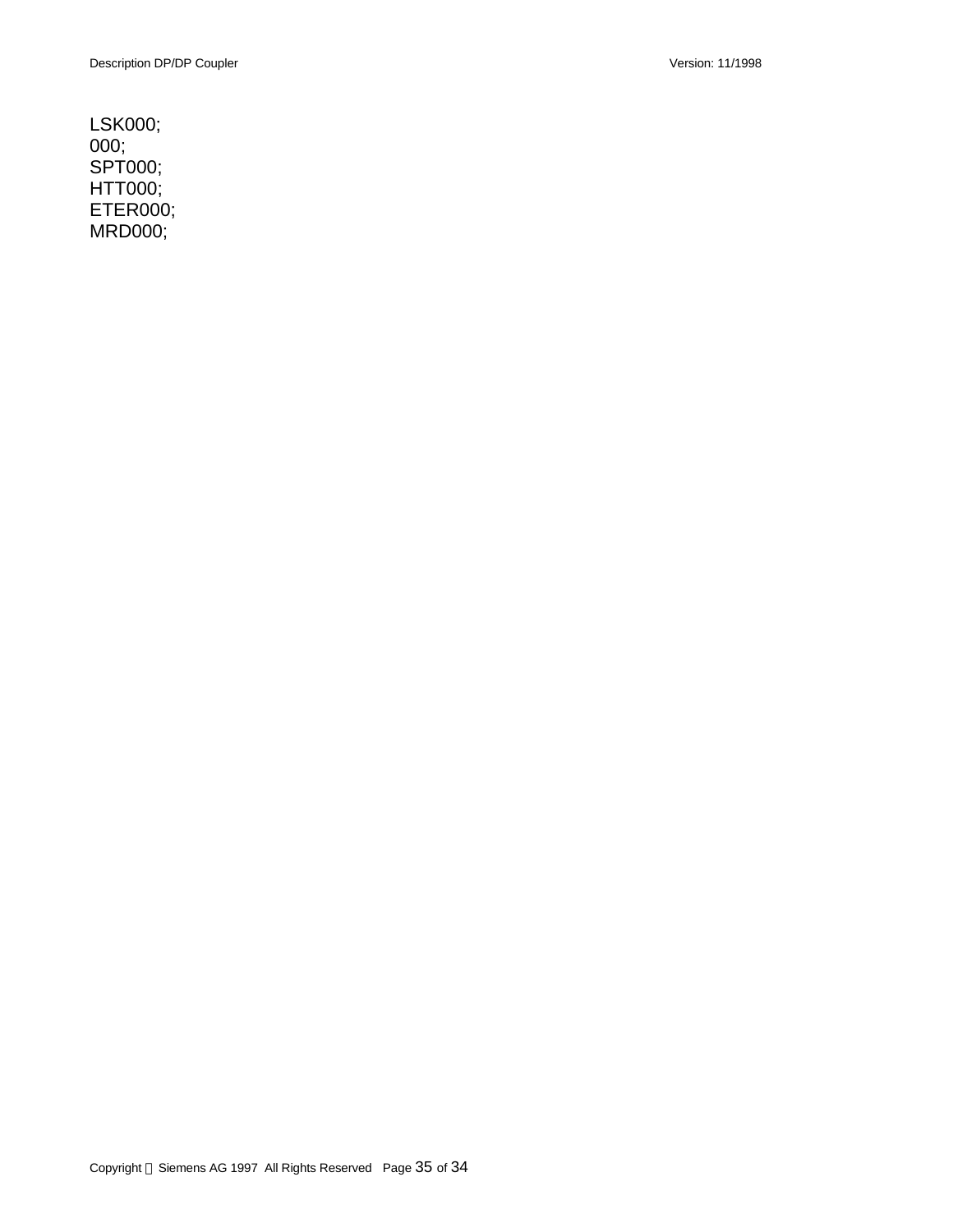LSK000;
000;
SPT000;
HTT000;
ETER000;
MRD000;